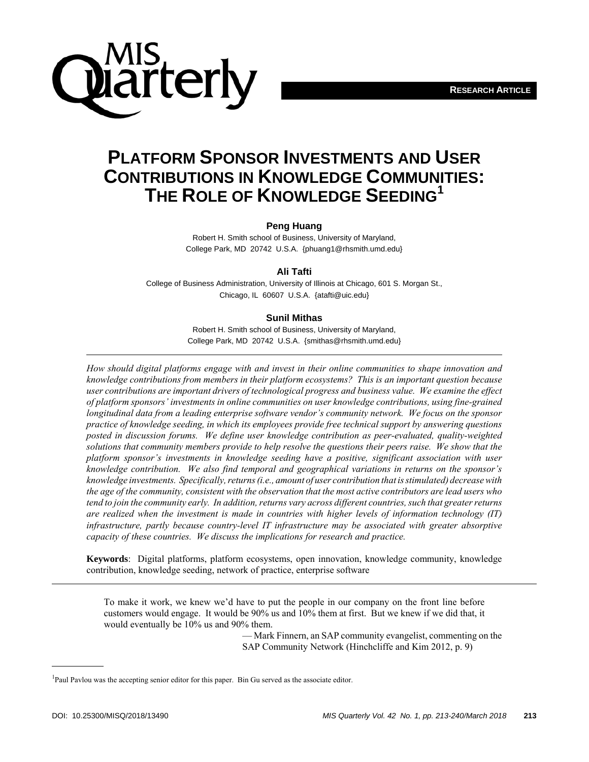RESEARCH ARTICLE

# Platform Sponsor Investments and User Contributions in Knowledge Communities: The Role of Knowledge Seeding[1]

**Peng Huang**

Robert H. Smith school of Business, University of Maryland, College Park, MD 20742 U.S.A. {phuang1@rhsmith.umd.edu}

**Ali Tafti**

College of Business Administration, University of Illinois at Chicago, 601 S. Morgan St., Chicago, IL 60607 U.S.A. {atafti@uic.edu}

**Sunil Mithas**

Robert H. Smith school of Business, University of Maryland, College Park, MD 20742 U.S.A. {smithas@rhsmith.umd.edu}

---

*How should digital platforms engage with and invest in their online communities to shape innovation and knowledge contributions from members in their platform ecosystems? This is an important question because user contributions are important drivers of technological progress and business value. We examine the effect of platform sponsors' investments in online communities on user knowledge contributions, using fine-grained longitudinal data from a leading enterprise software vendor's community network. We focus on the sponsor practice of knowledge seeding, in which its employees provide free technical support by answering questions posted in discussion forums. We define user knowledge contribution as peer-evaluated, quality-weighted solutions that community members provide to help resolve the questions their peers raise. We show that the platform sponsor's investments in knowledge seeding have a positive, significant association with user knowledge contribution. We also find temporal and geographical variations in returns on the sponsor's knowledge investments. Specifically, returns (i.e., amount of user contribution that is stimulated) decrease with the age of the community, consistent with the observation that the most active contributors are lead users who tend to join the community early. In addition, returns vary across different countries, such that greater returns are realized when the investment is made in countries with higher levels of information technology (IT) infrastructure, partly because country-level IT infrastructure may be associated with greater absorptive capacity of these countries. We discuss the implications for research and practice.*

**Keywords**: Digital platforms, platform ecosystems, open innovation, knowledge community, knowledge contribution, knowledge seeding, network of practice, enterprise software

---

> To make it work, we knew we'd have to put the people in our company on the front line before customers would engage. It would be 90% us and 10% them at first. But we knew if we did that, it would eventually be 10% us and 90% them.
>
> — Mark Finnern, an SAP community evangelist, commenting on the SAP Community Network (Hinchcliffe and Kim 2012, p. 9)

[1]Paul Pavlou was the accepting senior editor for this paper. Bin Gu served as the associate editor.

DOI: 10.25300/MISQ/2018/13490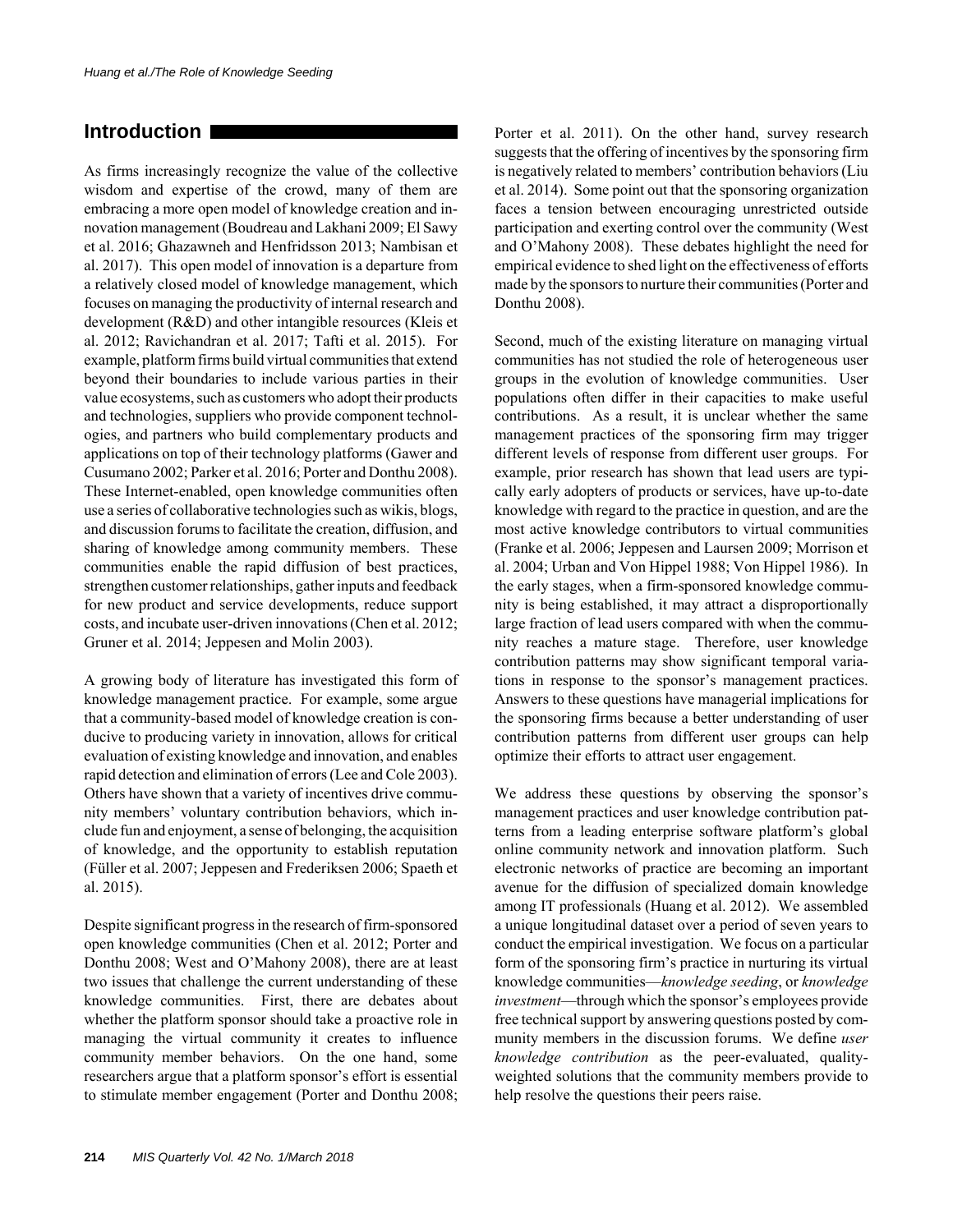## Introduction

As firms increasingly recognize the value of the collective wisdom and expertise of the crowd, many of them are embracing a more open model of knowledge creation and innovation management (Boudreau and Lakhani 2009; El Sawy et al. 2016; Ghazawneh and Henfridsson 2013; Nambisan et al. 2017). This open model of innovation is a departure from a relatively closed model of knowledge management, which focuses on managing the productivity of internal research and development (R&D) and other intangible resources (Kleis et al. 2012; Ravichandran et al. 2017; Tafti et al. 2015). For example, platform firms build virtual communities that extend beyond their boundaries to include various parties in their value ecosystems, such as customers who adopt their products and technologies, suppliers who provide component technologies, and partners who build complementary products and applications on top of their technology platforms (Gawer and Cusumano 2002; Parker et al. 2016; Porter and Donthu 2008). These Internet-enabled, open knowledge communities often use a series of collaborative technologies such as wikis, blogs, and discussion forums to facilitate the creation, diffusion, and sharing of knowledge among community members. These communities enable the rapid diffusion of best practices, strengthen customer relationships, gather inputs and feedback for new product and service developments, reduce support costs, and incubate user-driven innovations (Chen et al. 2012; Gruner et al. 2014; Jeppesen and Molin 2003).

A growing body of literature has investigated this form of knowledge management practice. For example, some argue that a community-based model of knowledge creation is conducive to producing variety in innovation, allows for critical evaluation of existing knowledge and innovation, and enables rapid detection and elimination of errors (Lee and Cole 2003). Others have shown that a variety of incentives drive community members' voluntary contribution behaviors, which include fun and enjoyment, a sense of belonging, the acquisition of knowledge, and the opportunity to establish reputation (Füller et al. 2007; Jeppesen and Frederiksen 2006; Spaeth et al. 2015).

Despite significant progress in the research of firm-sponsored open knowledge communities (Chen et al. 2012; Porter and Donthu 2008; West and O'Mahony 2008), there are at least two issues that challenge the current understanding of these knowledge communities. First, there are debates about whether the platform sponsor should take a proactive role in managing the virtual community it creates to influence community member behaviors. On the one hand, some researchers argue that a platform sponsor's effort is essential to stimulate member engagement (Porter and Donthu 2008; Porter et al. 2011). On the other hand, survey research suggests that the offering of incentives by the sponsoring firm is negatively related to members' contribution behaviors (Liu et al. 2014). Some point out that the sponsoring organization faces a tension between encouraging unrestricted outside participation and exerting control over the community (West and O'Mahony 2008). These debates highlight the need for empirical evidence to shed light on the effectiveness of efforts made by the sponsors to nurture their communities (Porter and Donthu 2008).

Second, much of the existing literature on managing virtual communities has not studied the role of heterogeneous user groups in the evolution of knowledge communities. User populations often differ in their capacities to make useful contributions. As a result, it is unclear whether the same management practices of the sponsoring firm may trigger different levels of response from different user groups. For example, prior research has shown that lead users are typically early adopters of products or services, have up-to-date knowledge with regard to the practice in question, and are the most active knowledge contributors to virtual communities (Franke et al. 2006; Jeppesen and Laursen 2009; Morrison et al. 2004; Urban and Von Hippel 1988; Von Hippel 1986). In the early stages, when a firm-sponsored knowledge community is being established, it may attract a disproportionately large fraction of lead users compared with when the community reaches a mature stage. Therefore, user knowledge contribution patterns may show significant temporal variations in response to the sponsor's management practices. Answers to these questions have managerial implications for the sponsoring firms because a better understanding of user contribution patterns from different user groups can help optimize their efforts to attract user engagement.

We address these questions by observing the sponsor's management practices and user knowledge contribution patterns from a leading enterprise software platform's global online community network and innovation platform. Such electronic networks of practice are becoming an important avenue for the diffusion of specialized domain knowledge among IT professionals (Huang et al. 2012). We assembled a unique longitudinal dataset over a period of seven years to conduct the empirical investigation. We focus on a particular form of the sponsoring firm's practice in nurturing its virtual knowledge communities—*knowledge seeding*, or *knowledge investment*—through which the sponsor's employees provide free technical support by answering questions posted by community members in the discussion forums. We define *user knowledge contribution* as the peer-evaluated, quality-weighted solutions that the community members provide to help resolve the questions their peers raise.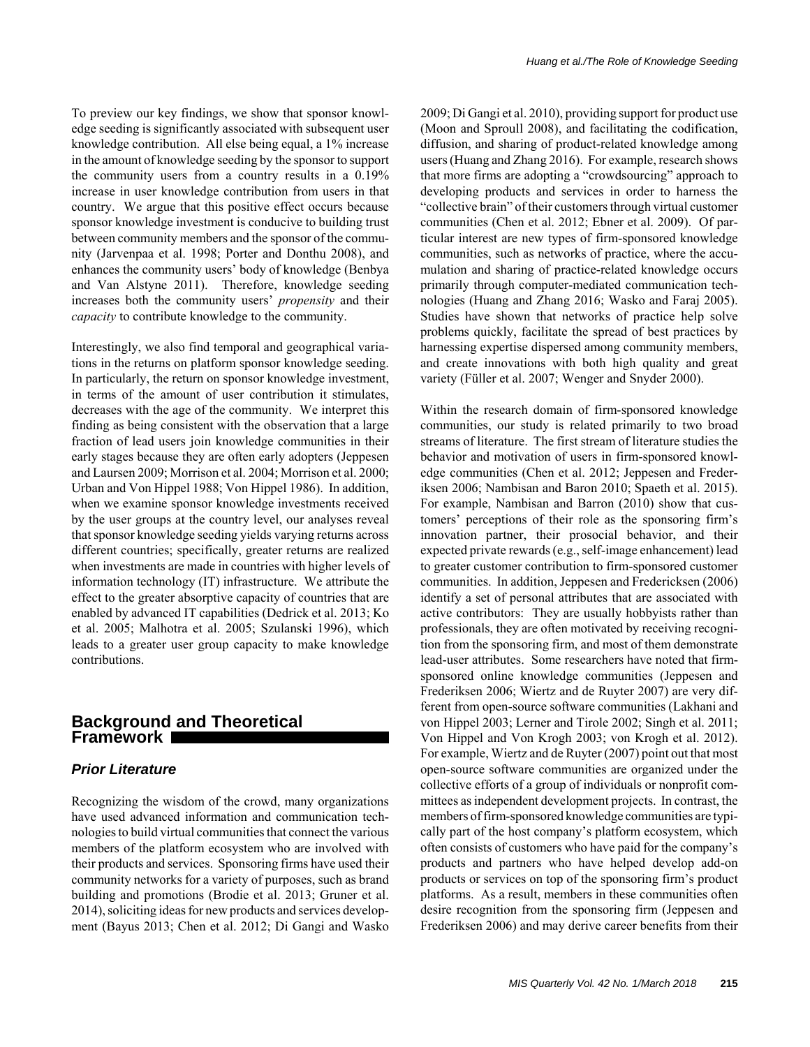To preview our key findings, we show that sponsor knowledge seeding is significantly associated with subsequent user knowledge contribution. All else being equal, a 1% increase in the amount of knowledge seeding by the sponsor to support the community users from a country results in a 0.19% increase in user knowledge contribution from users in that country. We argue that this positive effect occurs because sponsor knowledge investment is conducive to building trust between community members and the sponsor of the community (Jarvenpaa et al. 1998; Porter and Donthu 2008), and enhances the community users' body of knowledge (Benbya and Van Alstyne 2011). Therefore, knowledge seeding increases both the community users' *propensity* and their *capacity* to contribute knowledge to the community.

Interestingly, we also find temporal and geographical variations in the returns on platform sponsor knowledge seeding. In particularly, the return on sponsor knowledge investment, in terms of the amount of user contribution it stimulates, decreases with the age of the community. We interpret this finding as being consistent with the observation that a large fraction of lead users join knowledge communities in their early stages because they are often early adopters (Jeppesen and Laursen 2009; Morrison et al. 2004; Morrison et al. 2000; Urban and Von Hippel 1988; Von Hippel 1986). In addition, when we examine sponsor knowledge investments received by the user groups at the country level, our analyses reveal that sponsor knowledge seeding yields varying returns across different countries; specifically, greater returns are realized when investments are made in countries with higher levels of information technology (IT) infrastructure. We attribute the effect to the greater absorptive capacity of countries that are enabled by advanced IT capabilities (Dedrick et al. 2013; Ko et al. 2005; Malhotra et al. 2005; Szulanski 1996), which leads to a greater user group capacity to make knowledge contributions.

## Background and Theoretical Framework

### Prior Literature

Recognizing the wisdom of the crowd, many organizations have used advanced information and communication technologies to build virtual communities that connect the various members of the platform ecosystem who are involved with their products and services. Sponsoring firms have used their community networks for a variety of purposes, such as brand building and promotions (Brodie et al. 2013; Gruner et al. 2014), soliciting ideas for new products and services development (Bayus 2013; Chen et al. 2012; Di Gangi and Wasko 2009; Di Gangi et al. 2010), providing support for product use (Moon and Sproull 2008), and facilitating the codification, diffusion, and sharing of product-related knowledge among users (Huang and Zhang 2016). For example, research shows that more firms are adopting a "crowdsourcing" approach to developing products and services in order to harness the "collective brain" of their customers through virtual customer communities (Chen et al. 2012; Ebner et al. 2009). Of particular interest are new types of firm-sponsored knowledge communities, such as networks of practice, where the accumulation and sharing of practice-related knowledge occurs primarily through computer-mediated communication technologies (Huang and Zhang 2016; Wasko and Faraj 2005). Studies have shown that networks of practice help solve problems quickly, facilitate the spread of best practices by harnessing expertise dispersed among community members, and create innovations with both high quality and great variety (Füller et al. 2007; Wenger and Snyder 2000).

Within the research domain of firm-sponsored knowledge communities, our study is related primarily to two broad streams of literature. The first stream of literature studies the behavior and motivation of users in firm-sponsored knowledge communities (Chen et al. 2012; Jeppesen and Frederiksen 2006; Nambisan and Baron 2010; Spaeth et al. 2015). For example, Nambisan and Barron (2010) show that customers' perceptions of their role as the sponsoring firm's innovation partner, their prosocial behavior, and their expected private rewards (e.g., self-image enhancement) lead to greater customer contribution to firm-sponsored customer communities. In addition, Jeppesen and Fredericksen (2006) identify a set of personal attributes that are associated with active contributors: They are usually hobbyists rather than professionals, they are often motivated by receiving recognition from the sponsoring firm, and most of them demonstrate lead-user attributes. Some researchers have noted that firm-sponsored online knowledge communities (Jeppesen and Frederiksen 2006; Wiertz and de Ruyter 2007) are very different from open-source software communities (Lakhani and von Hippel 2003; Lerner and Tirole 2002; Singh et al. 2011; Von Hippel and Von Krogh 2003; von Krogh et al. 2012). For example, Wiertz and de Ruyter (2007) point out that most open-source software communities are organized under the collective efforts of a group of individuals or nonprofit committees as independent development projects. In contrast, the members of firm-sponsored knowledge communities are typically part of the host company's platform ecosystem, which often consists of customers who have paid for the company's products and partners who have helped develop add-on products or services on top of the sponsoring firm's product platforms. As a result, members in these communities often desire recognition from the sponsoring firm (Jeppesen and Frederiksen 2006) and may derive career benefits from their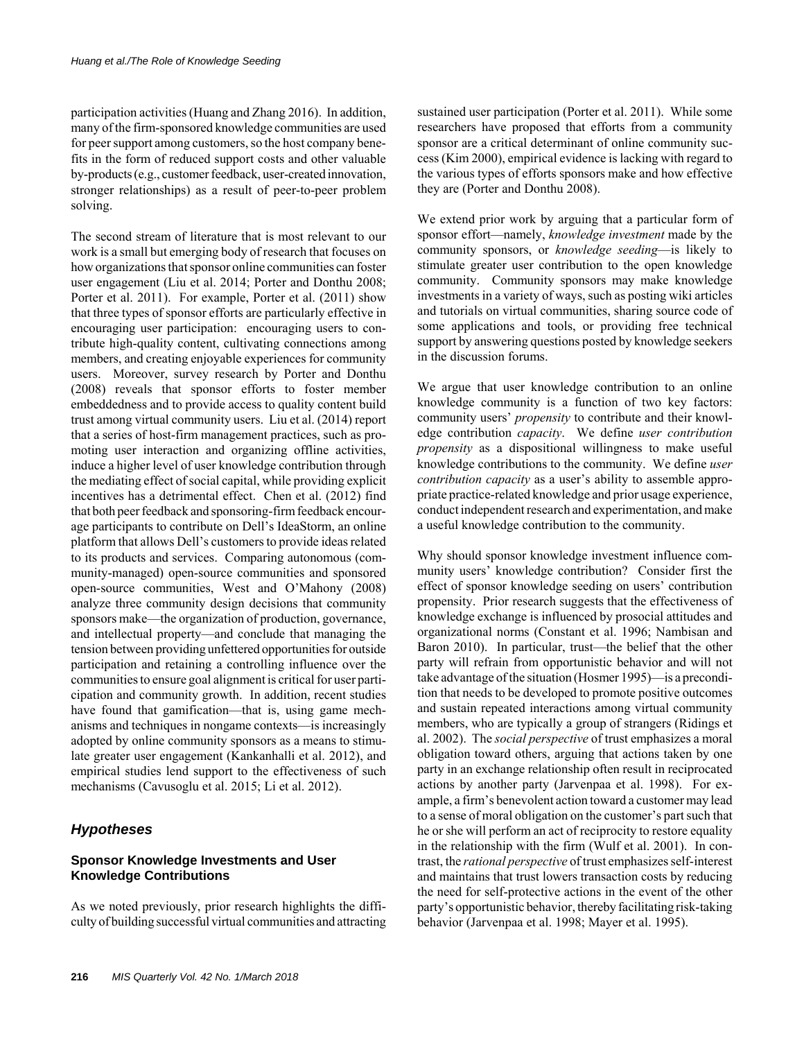participation activities (Huang and Zhang 2016). In addition, many of the firm-sponsored knowledge communities are used for peer support among customers, so the host company benefits in the form of reduced support costs and other valuable by-products (e.g., customer feedback, user-created innovation, stronger relationships) as a result of peer-to-peer problem solving.

The second stream of literature that is most relevant to our work is a small but emerging body of research that focuses on how organizations that sponsor online communities can foster user engagement (Liu et al. 2014; Porter and Donthu 2008; Porter et al. 2011). For example, Porter et al. (2011) show that three types of sponsor efforts are particularly effective in encouraging user participation: encouraging users to contribute high-quality content, cultivating connections among members, and creating enjoyable experiences for community users. Moreover, survey research by Porter and Donthu (2008) reveals that sponsor efforts to foster member embeddedness and to provide access to quality content build trust among virtual community users. Liu et al. (2014) report that a series of host-firm management practices, such as promoting user interaction and organizing offline activities, induce a higher level of user knowledge contribution through the mediating effect of social capital, while providing explicit incentives has a detrimental effect. Chen et al. (2012) find that both peer feedback and sponsoring-firm feedback encourage participants to contribute on Dell's IdeaStorm, an online platform that allows Dell's customers to provide ideas related to its products and services. Comparing autonomous (community-managed) open-source communities and sponsored open-source communities, West and O'Mahony (2008) analyze three community design decisions that community sponsors make—the organization of production, governance, and intellectual property—and conclude that managing the tension between providing unfettered opportunities for outside participation and retaining a controlling influence over the communities to ensure goal alignment is critical for user participation and community growth. In addition, recent studies have found that gamification—that is, using game mechanisms and techniques in nongame contexts—is increasingly adopted by online community sponsors as a means to stimulate greater user engagement (Kankanhalli et al. 2012), and empirical studies lend support to the effectiveness of such mechanisms (Cavusoglu et al. 2015; Li et al. 2012).

## *Hypotheses*

### Sponsor Knowledge Investments and User Knowledge Contributions

As we noted previously, prior research highlights the difficulty of building successful virtual communities and attracting sustained user participation (Porter et al. 2011). While some researchers have proposed that efforts from a community sponsor are a critical determinant of online community success (Kim 2000), empirical evidence is lacking with regard to the various types of efforts sponsors make and how effective they are (Porter and Donthu 2008).

We extend prior work by arguing that a particular form of sponsor effort—namely, *knowledge investment* made by the community sponsors, or *knowledge seeding*—is likely to stimulate greater user contribution to the open knowledge community. Community sponsors may make knowledge investments in a variety of ways, such as posting wiki articles and tutorials on virtual communities, sharing source code of some applications and tools, or providing free technical support by answering questions posted by knowledge seekers in the discussion forums.

We argue that user knowledge contribution to an online knowledge community is a function of two key factors: community users' *propensity* to contribute and their knowledge contribution *capacity*. We define *user contribution propensity* as a dispositional willingness to make useful knowledge contributions to the community. We define *user contribution capacity* as a user's ability to assemble appropriate practice-related knowledge and prior usage experience, conduct independent research and experimentation, and make a useful knowledge contribution to the community.

Why should sponsor knowledge investment influence community users' knowledge contribution? Consider first the effect of sponsor knowledge seeding on users' contribution propensity. Prior research suggests that the effectiveness of knowledge exchange is influenced by prosocial attitudes and organizational norms (Constant et al. 1996; Nambisan and Baron 2010). In particular, trust—the belief that the other party will refrain from opportunistic behavior and will not take advantage of the situation (Hosmer 1995)—is a precondition that needs to be developed to promote positive outcomes and sustain repeated interactions among virtual community members, who are typically a group of strangers (Ridings et al. 2002). The *social perspective* of trust emphasizes a moral obligation toward others, arguing that actions taken by one party in an exchange relationship often result in reciprocated actions by another party (Jarvenpaa et al. 1998). For example, a firm's benevolent action toward a customer may lead to a sense of moral obligation on the customer's part such that he or she will perform an act of reciprocity to restore equality in the relationship with the firm (Wulf et al. 2001). In contrast, the *rational perspective* of trust emphasizes self-interest and maintains that trust lowers transaction costs by reducing the need for self-protective actions in the event of the other party's opportunistic behavior, thereby facilitating risk-taking behavior (Jarvenpaa et al. 1998; Mayer et al. 1995).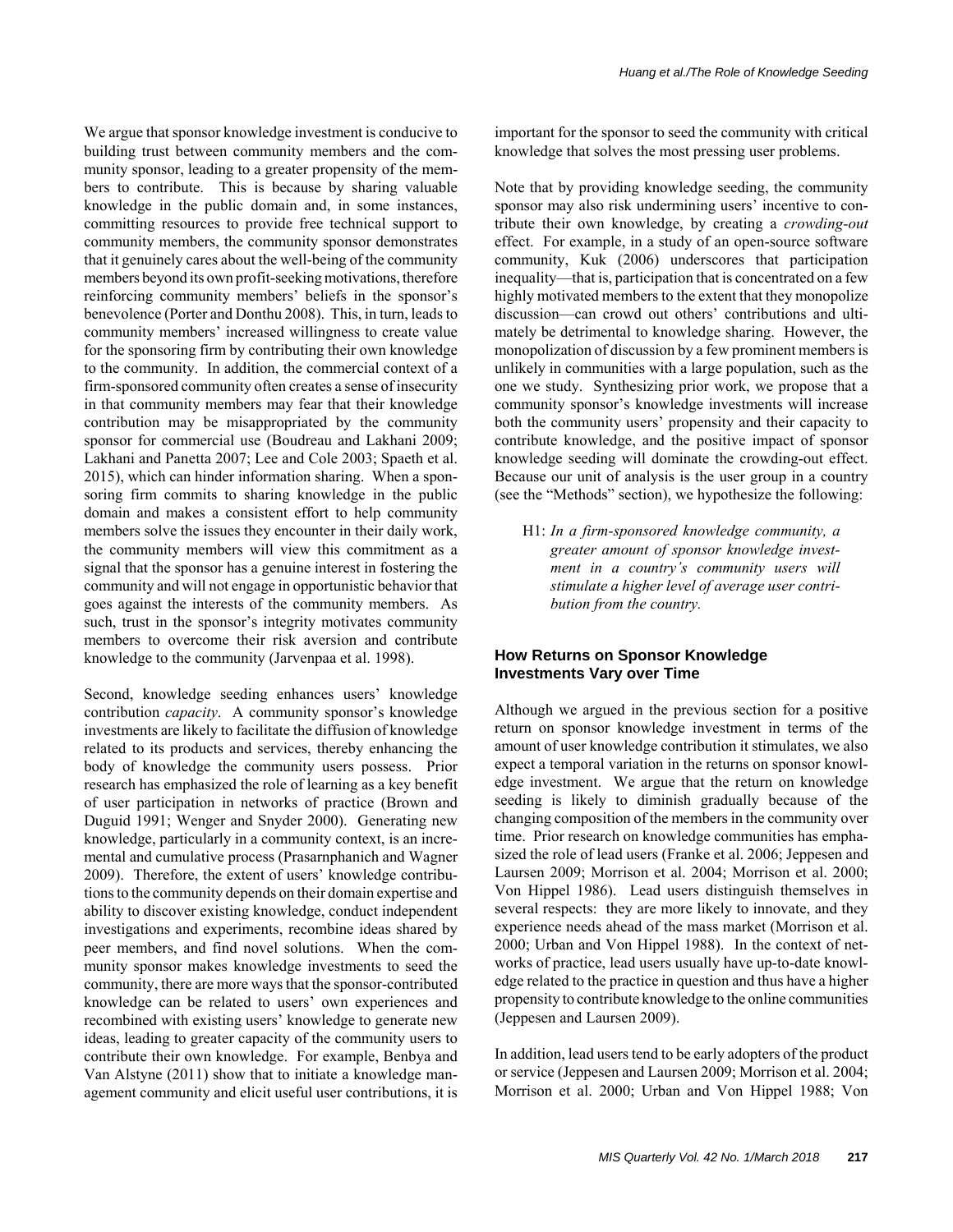We argue that sponsor knowledge investment is conducive to building trust between community members and the community sponsor, leading to a greater propensity of the members to contribute. This is because by sharing valuable knowledge in the public domain and, in some instances, committing resources to provide free technical support to community members, the community sponsor demonstrates that it genuinely cares about the well-being of the community members beyond its own profit-seeking motivations, therefore reinforcing community members' beliefs in the sponsor's benevolence (Porter and Donthu 2008). This, in turn, leads to community members' increased willingness to create value for the sponsoring firm by contributing their own knowledge to the community. In addition, the commercial context of a firm-sponsored community often creates a sense of insecurity in that community members may fear that their knowledge contribution may be misappropriated by the community sponsor for commercial use (Boudreau and Lakhani 2009; Lakhani and Panetta 2007; Lee and Cole 2003; Spaeth et al. 2015), which can hinder information sharing. When a sponsoring firm commits to sharing knowledge in the public domain and makes a consistent effort to help community members solve the issues they encounter in their daily work, the community members will view this commitment as a signal that the sponsor has a genuine interest in fostering the community and will not engage in opportunistic behavior that goes against the interests of the community members. As such, trust in the sponsor's integrity motivates community members to overcome their risk aversion and contribute knowledge to the community (Jarvenpaa et al. 1998).

Second, knowledge seeding enhances users' knowledge contribution *capacity*. A community sponsor's knowledge investments are likely to facilitate the diffusion of knowledge related to its products and services, thereby enhancing the body of knowledge the community users possess. Prior research has emphasized the role of learning as a key benefit of user participation in networks of practice (Brown and Duguid 1991; Wenger and Snyder 2000). Generating new knowledge, particularly in a community context, is an incremental and cumulative process (Prasarnphanich and Wagner 2009). Therefore, the extent of users' knowledge contributions to the community depends on their domain expertise and ability to discover existing knowledge, conduct independent investigations and experiments, recombine ideas shared by peer members, and find novel solutions. When the community sponsor makes knowledge investments to seed the community, there are more ways that the sponsor-contributed knowledge can be related to users' own experiences and recombined with existing users' knowledge to generate new ideas, leading to greater capacity of the community users to contribute their own knowledge. For example, Benbya and Van Alstyne (2011) show that to initiate a knowledge management community and elicit useful user contributions, it is important for the sponsor to seed the community with critical knowledge that solves the most pressing user problems.

Note that by providing knowledge seeding, the community sponsor may also risk undermining users' incentive to contribute their own knowledge, by creating a *crowding-out* effect. For example, in a study of an open-source software community, Kuk (2006) underscores that participation inequality—that is, participation that is concentrated on a few highly motivated members to the extent that they monopolize discussion—can crowd out others' contributions and ultimately be detrimental to knowledge sharing. However, the monopolization of discussion by a few prominent members is unlikely in communities with a large population, such as the one we study. Synthesizing prior work, we propose that a community sponsor's knowledge investments will increase both the community users' propensity and their capacity to contribute knowledge, and the positive impact of sponsor knowledge seeding will dominate the crowding-out effect. Because our unit of analysis is the user group in a country (see the "Methods" section), we hypothesize the following:

> H1: *In a firm-sponsored knowledge community, a greater amount of sponsor knowledge investment in a country's community users will stimulate a higher level of average user contribution from the country.*

### How Returns on Sponsor Knowledge Investments Vary over Time

Although we argued in the previous section for a positive return on sponsor knowledge investment in terms of the amount of user knowledge contribution it stimulates, we also expect a temporal variation in the returns on sponsor knowledge investment. We argue that the return on knowledge seeding is likely to diminish gradually because of the changing composition of the members in the community over time. Prior research on knowledge communities has emphasized the role of lead users (Franke et al. 2006; Jeppesen and Laursen 2009; Morrison et al. 2004; Morrison et al. 2000; Von Hippel 1986). Lead users distinguish themselves in several respects: they are more likely to innovate, and they experience needs ahead of the mass market (Morrison et al. 2000; Urban and Von Hippel 1988). In the context of networks of practice, lead users usually have up-to-date knowledge related to the practice in question and thus have a higher propensity to contribute knowledge to the online communities (Jeppesen and Laursen 2009).

In addition, lead users tend to be early adopters of the product or service (Jeppesen and Laursen 2009; Morrison et al. 2004; Morrison et al. 2000; Urban and Von Hippel 1988; Von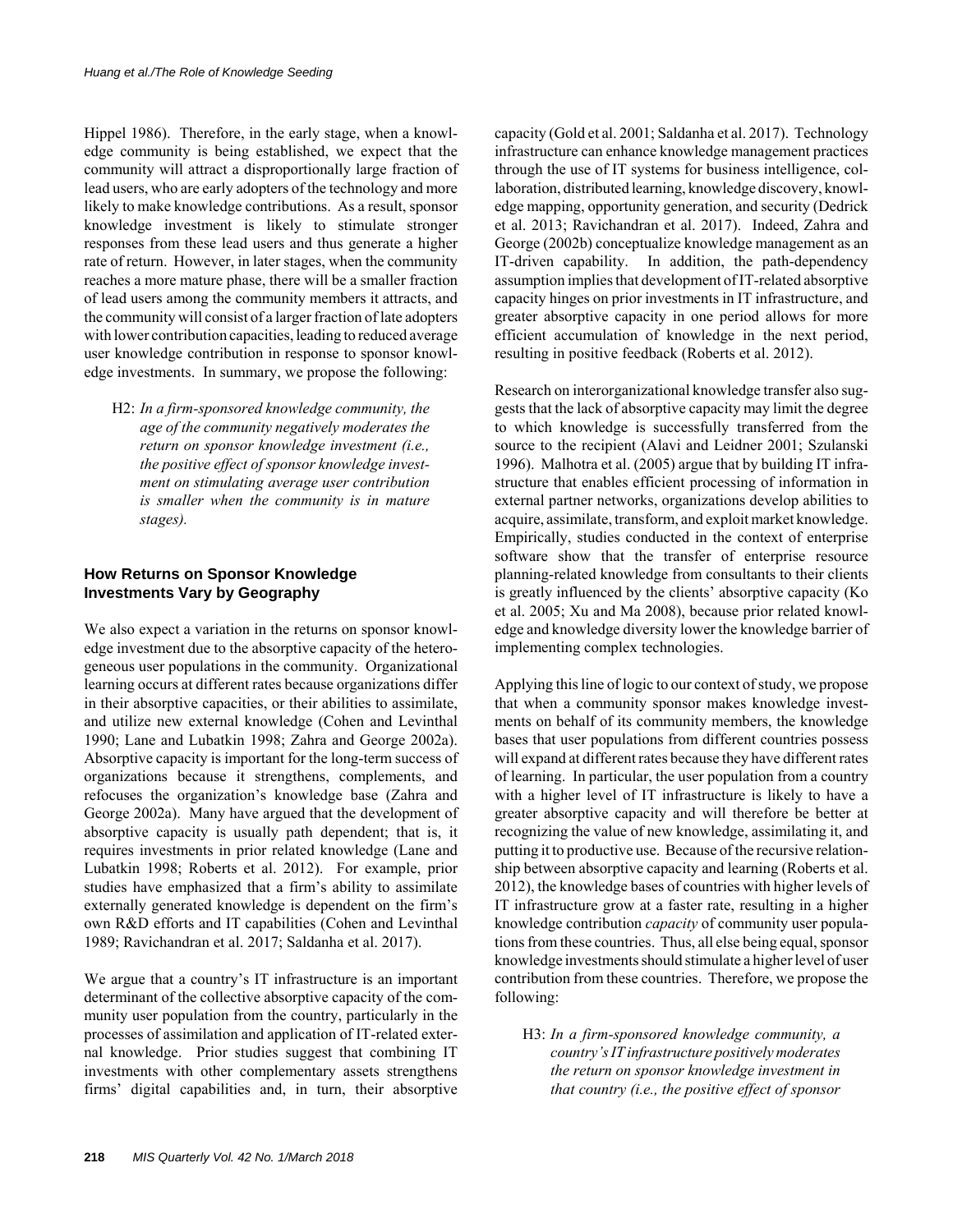Hippel 1986). Therefore, in the early stage, when a knowledge community is being established, we expect that the community will attract a disproportionally large fraction of lead users, who are early adopters of the technology and more likely to make knowledge contributions. As a result, sponsor knowledge investment is likely to stimulate stronger responses from these lead users and thus generate a higher rate of return. However, in later stages, when the community reaches a more mature phase, there will be a smaller fraction of lead users among the community members it attracts, and the community will consist of a larger fraction of late adopters with lower contribution capacities, leading to reduced average user knowledge contribution in response to sponsor knowledge investments. In summary, we propose the following:

> H2: *In a firm-sponsored knowledge community, the age of the community negatively moderates the return on sponsor knowledge investment (i.e., the positive effect of sponsor knowledge investment on stimulating average user contribution is smaller when the community is in mature stages).*

### How Returns on Sponsor Knowledge Investments Vary by Geography

We also expect a variation in the returns on sponsor knowledge investment due to the absorptive capacity of the heterogeneous user populations in the community. Organizational learning occurs at different rates because organizations differ in their absorptive capacities, or their abilities to assimilate, and utilize new external knowledge (Cohen and Levinthal 1990; Lane and Lubatkin 1998; Zahra and George 2002a). Absorptive capacity is important for the long-term success of organizations because it strengthens, complements, and refocuses the organization's knowledge base (Zahra and George 2002a). Many have argued that the development of absorptive capacity is usually path dependent; that is, it requires investments in prior related knowledge (Lane and Lubatkin 1998; Roberts et al. 2012). For example, prior studies have emphasized that a firm's ability to assimilate externally generated knowledge is dependent on the firm's own R&D efforts and IT capabilities (Cohen and Levinthal 1989; Ravichandran et al. 2017; Saldanha et al. 2017).

We argue that a country's IT infrastructure is an important determinant of the collective absorptive capacity of the community user population from the country, particularly in the processes of assimilation and application of IT-related external knowledge. Prior studies suggest that combining IT investments with other complementary assets strengthens firms' digital capabilities and, in turn, their absorptive capacity (Gold et al. 2001; Saldanha et al. 2017). Technology infrastructure can enhance knowledge management practices through the use of IT systems for business intelligence, collaboration, distributed learning, knowledge discovery, knowledge mapping, opportunity generation, and security (Dedrick et al. 2013; Ravichandran et al. 2017). Indeed, Zahra and George (2002b) conceptualize knowledge management as an IT-driven capability. In addition, the path-dependency assumption implies that development of IT-related absorptive capacity hinges on prior investments in IT infrastructure, and greater absorptive capacity in one period allows for more efficient accumulation of knowledge in the next period, resulting in positive feedback (Roberts et al. 2012).

Research on interorganizational knowledge transfer also suggests that the lack of absorptive capacity may limit the degree to which knowledge is successfully transferred from the source to the recipient (Alavi and Leidner 2001; Szulanski 1996). Malhotra et al. (2005) argue that by building IT infrastructure that enables efficient processing of information in external partner networks, organizations develop abilities to acquire, assimilate, transform, and exploit market knowledge. Empirically, studies conducted in the context of enterprise software show that the transfer of enterprise resource planning-related knowledge from consultants to their clients is greatly influenced by the clients' absorptive capacity (Ko et al. 2005; Xu and Ma 2008), because prior related knowledge and knowledge diversity lower the knowledge barrier of implementing complex technologies.

Applying this line of logic to our context of study, we propose that when a community sponsor makes knowledge investments on behalf of its community members, the knowledge bases that user populations from different countries possess will expand at different rates because they have different rates of learning. In particular, the user population from a country with a higher level of IT infrastructure is likely to have a greater absorptive capacity and will therefore be better at recognizing the value of new knowledge, assimilating it, and putting it to productive use. Because of the recursive relationship between absorptive capacity and learning (Roberts et al. 2012), the knowledge bases of countries with higher levels of IT infrastructure grow at a faster rate, resulting in a higher knowledge contribution *capacity* of community user populations from these countries. Thus, all else being equal, sponsor knowledge investments should stimulate a higher level of user contribution from these countries. Therefore, we propose the following:

> H3: *In a firm-sponsored knowledge community, a country's IT infrastructure positively moderates the return on sponsor knowledge investment in that country (i.e., the positive effect of sponsor*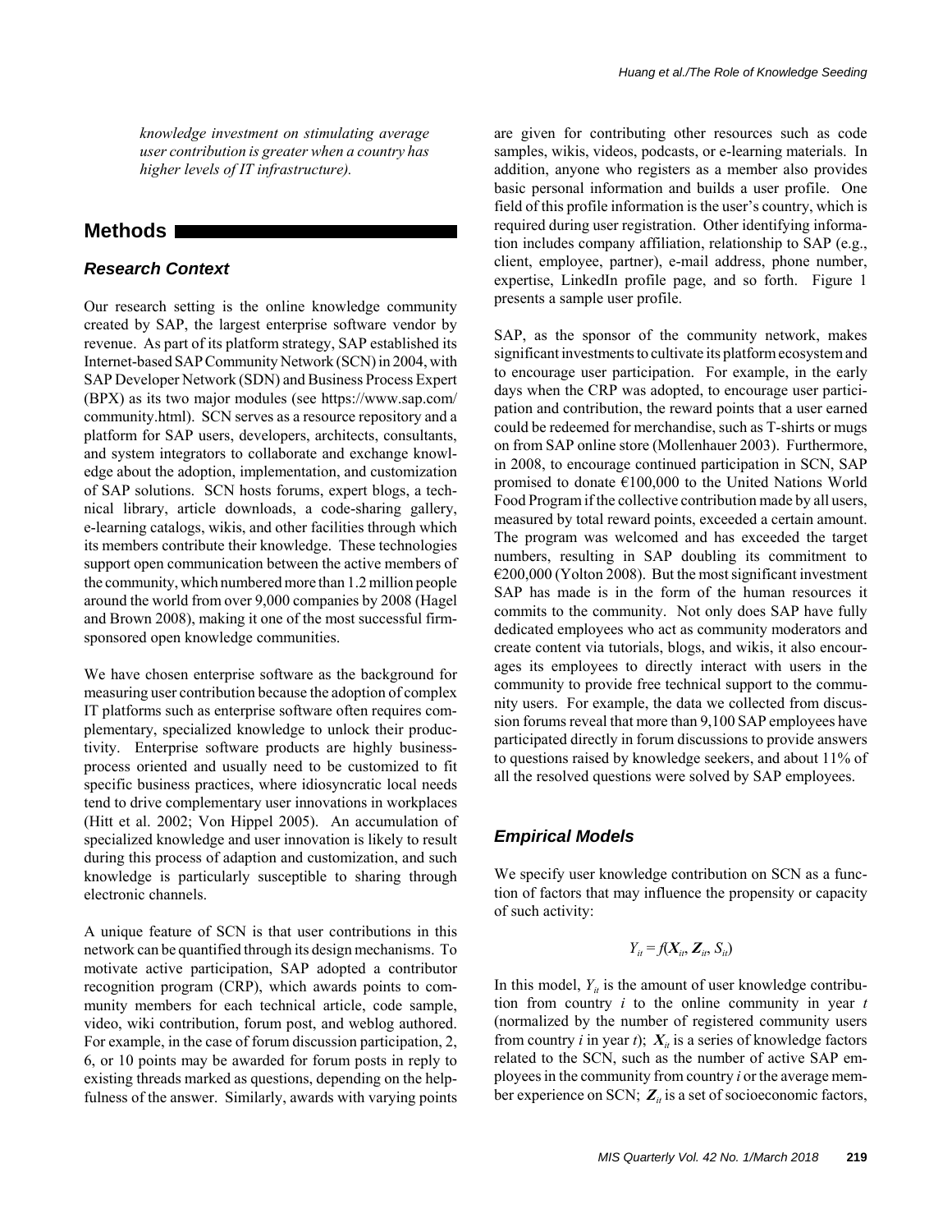*knowledge investment on stimulating average user contribution is greater when a country has higher levels of IT infrastructure).*

## Methods

### Research Context

Our research setting is the online knowledge community created by SAP, the largest enterprise software vendor by revenue. As part of its platform strategy, SAP established its Internet-based SAP Community Network (SCN) in 2004, with SAP Developer Network (SDN) and Business Process Expert (BPX) as its two major modules (see https://www.sap.com/community.html). SCN serves as a resource repository and a platform for SAP users, developers, architects, consultants, and system integrators to collaborate and exchange knowledge about the adoption, implementation, and customization of SAP solutions. SCN hosts forums, expert blogs, a technical library, article downloads, a code-sharing gallery, e-learning catalogs, wikis, and other facilities through which its members contribute their knowledge. These technologies support open communication between the active members of the community, which numbered more than 1.2 million people around the world from over 9,000 companies by 2008 (Hagel and Brown 2008), making it one of the most successful firm-sponsored open knowledge communities.

We have chosen enterprise software as the background for measuring user contribution because the adoption of complex IT platforms such as enterprise software often requires complementary, specialized knowledge to unlock their productivity. Enterprise software products are highly business-process oriented and usually need to be customized to fit specific business practices, where idiosyncratic local needs tend to drive complementary user innovations in workplaces (Hitt et al. 2002; Von Hippel 2005). An accumulation of specialized knowledge and user innovation is likely to result during this process of adaption and customization, and such knowledge is particularly susceptible to sharing through electronic channels.

A unique feature of SCN is that user contributions in this network can be quantified through its design mechanisms. To motivate active participation, SAP adopted a contributor recognition program (CRP), which awards points to community members for each technical article, code sample, video, wiki contribution, forum post, and weblog authored. For example, in the case of forum discussion participation, 2, 6, or 10 points may be awarded for forum posts in reply to existing threads marked as questions, depending on the helpfulness of the answer. Similarly, awards with varying points are given for contributing other resources such as code samples, wikis, videos, podcasts, or e-learning materials. In addition, anyone who registers as a member also provides basic personal information and builds a user profile. One field of this profile information is the user's country, which is required during user registration. Other identifying information includes company affiliation, relationship to SAP (e.g., client, employee, partner), e-mail address, phone number, expertise, LinkedIn profile page, and so forth. Figure 1 presents a sample user profile.

SAP, as the sponsor of the community network, makes significant investments to cultivate its platform ecosystem and to encourage user participation. For example, in the early days when the CRP was adopted, to encourage user participation and contribution, the reward points that a user earned could be redeemed for merchandise, such as T-shirts or mugs on from SAP online store (Mollenhauer 2003). Furthermore, in 2008, to encourage continued participation in SCN, SAP promised to donate €100,000 to the United Nations World Food Program if the collective contribution made by all users, measured by total reward points, exceeded a certain amount. The program was welcomed and has exceeded the target numbers, resulting in SAP doubling its commitment to €200,000 (Yolton 2008). But the most significant investment SAP has made is in the form of the human resources it commits to the community. Not only does SAP have fully dedicated employees who act as community moderators and create content via tutorials, blogs, and wikis, it also encourages its employees to directly interact with users in the community to provide free technical support to the community users. For example, the data we collected from discussion forums reveal that more than 9,100 SAP employees have participated directly in forum discussions to provide answers to questions raised by knowledge seekers, and about 11% of all the resolved questions were solved by SAP employees.

### Empirical Models

We specify user knowledge contribution on SCN as a function of factors that may influence the propensity or capacity of such activity:

$$Y_{it} = f(\boldsymbol{X}_{it}, \boldsymbol{Z}_{it}, S_{it})$$

In this model, $Y_{it}$ is the amount of user knowledge contribution from country $i$ to the online community in year $t$ (normalized by the number of registered community users from country $i$ in year $t$); $\boldsymbol{X}_{it}$ is a series of knowledge factors related to the SCN, such as the number of active SAP employees in the community from country $i$ or the average member experience on SCN; $\boldsymbol{Z}_{it}$ is a set of socioeconomic factors,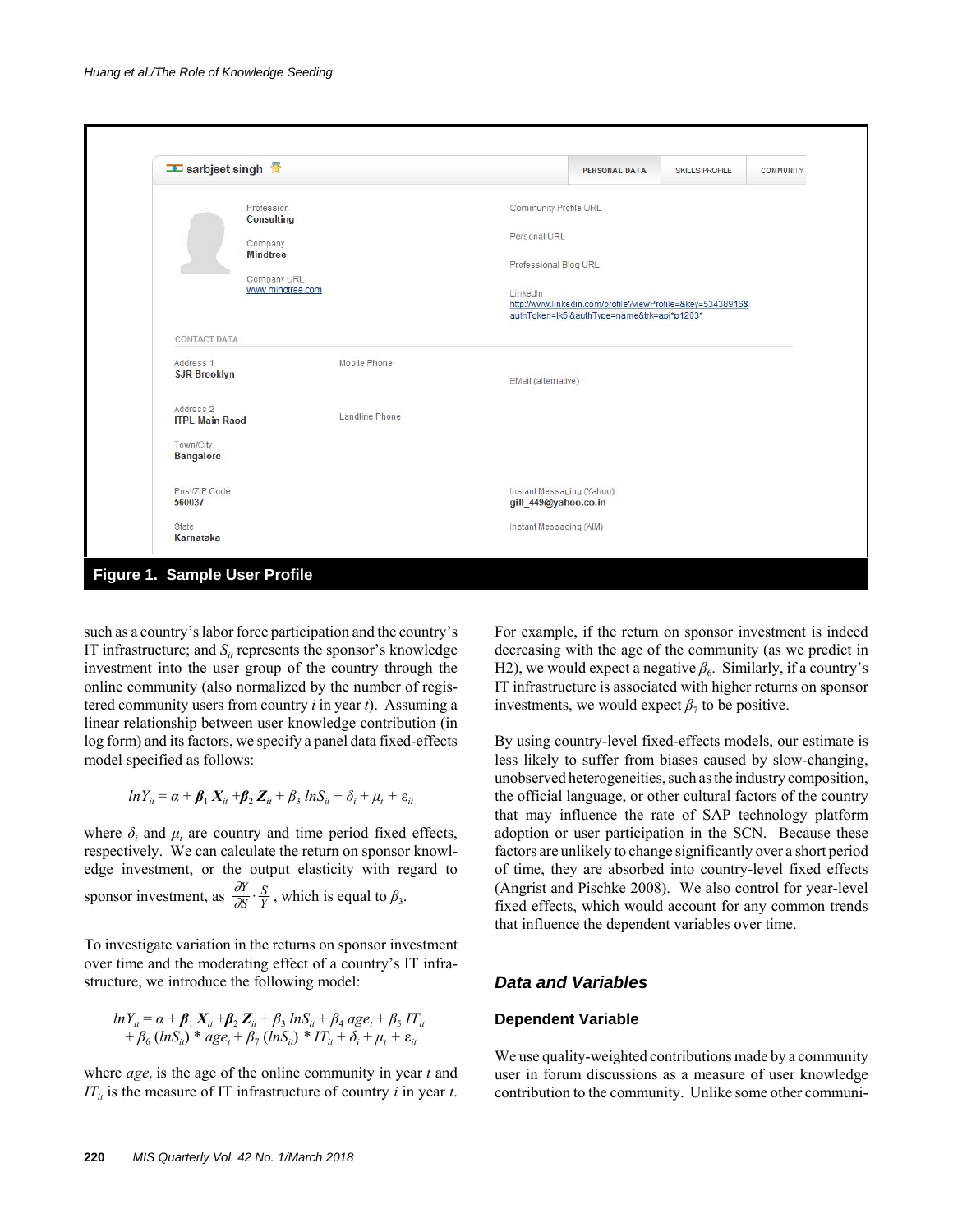Figure 1. Sample User Profile

such as a country's labor force participation and the country's IT infrastructure; and $S_{it}$ represents the sponsor's knowledge investment into the user group of the country through the online community (also normalized by the number of registered community users from country $i$ in year $t$). Assuming a linear relationship between user knowledge contribution (in log form) and its factors, we specify a panel data fixed-effects model specified as follows:

$$lnY_{it} = \alpha + \boldsymbol{\beta}_1 \boldsymbol{X}_{it} + \boldsymbol{\beta}_2 \boldsymbol{Z}_{it} + \beta_3 \, lnS_{it} + \delta_i + \mu_t + \varepsilon_{it}$$

where $\delta_i$ and $\mu_t$ are country and time period fixed effects, respectively. We can calculate the return on sponsor knowledge investment, or the output elasticity with regard to sponsor investment, as $\frac{\partial Y}{\partial S} \cdot \frac{S}{Y}$, which is equal to $\beta_3$.

To investigate variation in the returns on sponsor investment over time and the moderating effect of a country's IT infrastructure, we introduce the following model:

$$lnY_{it} = \alpha + \boldsymbol{\beta}_1 \boldsymbol{X}_{it} + \boldsymbol{\beta}_2 \boldsymbol{Z}_{it} + \beta_3 \, lnS_{it} + \beta_4 \, age_t + \beta_5 \, IT_{it} + \beta_6 \, (lnS_{it}) * age_t + \beta_7 \, (lnS_{it}) * IT_{it} + \delta_i + \mu_t + \varepsilon_{it}$$

where $age_t$ is the age of the online community in year $t$ and $IT_{it}$ is the measure of IT infrastructure of country $i$ in year $t$. For example, if the return on sponsor investment is indeed decreasing with the age of the community (as we predict in H2), we would expect a negative $\beta_6$. Similarly, if a country's IT infrastructure is associated with higher returns on sponsor investments, we would expect $\beta_7$ to be positive.

By using country-level fixed-effects models, our estimate is less likely to suffer from biases caused by slow-changing, unobserved heterogeneities, such as the industry composition, the official language, or other cultural factors of the country that may influence the rate of SAP technology platform adoption or user participation in the SCN. Because these factors are unlikely to change significantly over a short period of time, they are absorbed into country-level fixed effects (Angrist and Pischke 2008). We also control for year-level fixed effects, which would account for any common trends that influence the dependent variables over time.

## Data and Variables

### Dependent Variable

We use quality-weighted contributions made by a community user in forum discussions as a measure of user knowledge contribution to the community. Unlike some other communi-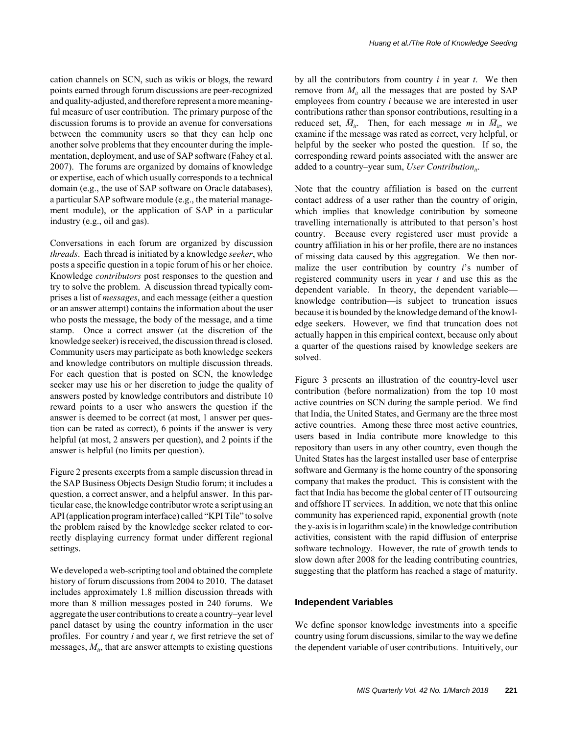cation channels on SCN, such as wikis or blogs, the reward points earned through forum discussions are peer-recognized and quality-adjusted, and therefore represent a more meaningful measure of user contribution. The primary purpose of the discussion forums is to provide an avenue for conversations between the community users so that they can help one another solve problems that they encounter during the implementation, deployment, and use of SAP software (Fahey et al. 2007). The forums are organized by domains of knowledge or expertise, each of which usually corresponds to a technical domain (e.g., the use of SAP software on Oracle databases), a particular SAP software module (e.g., the material management module), or the application of SAP in a particular industry (e.g., oil and gas).

Conversations in each forum are organized by discussion *threads*. Each thread is initiated by a knowledge *seeker*, who posts a specific question in a topic forum of his or her choice. Knowledge *contributors* post responses to the question and try to solve the problem. A discussion thread typically comprises a list of *messages*, and each message (either a question or an answer attempt) contains the information about the user who posts the message, the body of the message, and a time stamp. Once a correct answer (at the discretion of the knowledge seeker) is received, the discussion thread is closed. Community users may participate as both knowledge seekers and knowledge contributors on multiple discussion threads. For each question that is posted on SCN, the knowledge seeker may use his or her discretion to judge the quality of answers posted by knowledge contributors and distribute 10 reward points to a user who answers the question if the answer is deemed to be correct (at most, 1 answer per question can be rated as correct), 6 points if the answer is very helpful (at most, 2 answers per question), and 2 points if the answer is helpful (no limits per question).

Figure 2 presents excerpts from a sample discussion thread in the SAP Business Objects Design Studio forum; it includes a question, a correct answer, and a helpful answer. In this particular case, the knowledge contributor wrote a script using an API (application program interface) called "KPI Tile" to solve the problem raised by the knowledge seeker related to correctly displaying currency format under different regional settings.

We developed a web-scripting tool and obtained the complete history of forum discussions from 2004 to 2010. The dataset includes approximately 1.8 million discussion threads with more than 8 million messages posted in 240 forums. We aggregate the user contributions to create a country–year level panel dataset by using the country information in the user profiles. For country $i$ and year $t$, we first retrieve the set of messages, $M_{it}$, that are answer attempts to existing questions by all the contributors from country $i$ in year $t$. We then remove from $M_{it}$ all the messages that are posted by SAP employees from country $i$ because we are interested in user contributions rather than sponsor contributions, resulting in a reduced set, $\bar{M}_{it}$. Then, for each message $m$ in $\bar{M}_{it}$, we examine if the message was rated as correct, very helpful, or helpful by the seeker who posted the question. If so, the corresponding reward points associated with the answer are added to a country–year sum, *User Contribution*$_{it}$.

Note that the country affiliation is based on the current contact address of a user rather than the country of origin, which implies that knowledge contribution by someone travelling internationally is attributed to that person's host country. Because every registered user must provide a country affiliation in his or her profile, there are no instances of missing data caused by this aggregation. We then normalize the user contribution by country $i$'s number of registered community users in year $t$ and use this as the dependent variable. In theory, the dependent variable—knowledge contribution—is subject to truncation issues because it is bounded by the knowledge demand of the knowledge seekers. However, we find that truncation does not actually happen in this empirical context, because only about a quarter of the questions raised by knowledge seekers are solved.

Figure 3 presents an illustration of the country-level user contribution (before normalization) from the top 10 most active countries on SCN during the sample period. We find that India, the United States, and Germany are the three most active countries. Among these three most active countries, users based in India contribute more knowledge to this repository than users in any other country, even though the United States has the largest installed user base of enterprise software and Germany is the home country of the sponsoring company that makes the product. This is consistent with the fact that India has become the global center of IT outsourcing and offshore IT services. In addition, we note that this online community has experienced rapid, exponential growth (note the y-axis is in logarithm scale) in the knowledge contribution activities, consistent with the rapid diffusion of enterprise software technology. However, the rate of growth tends to slow down after 2008 for the leading contributing countries, suggesting that the platform has reached a stage of maturity.

### Independent Variables

We define sponsor knowledge investments into a specific country using forum discussions, similar to the way we define the dependent variable of user contributions. Intuitively, our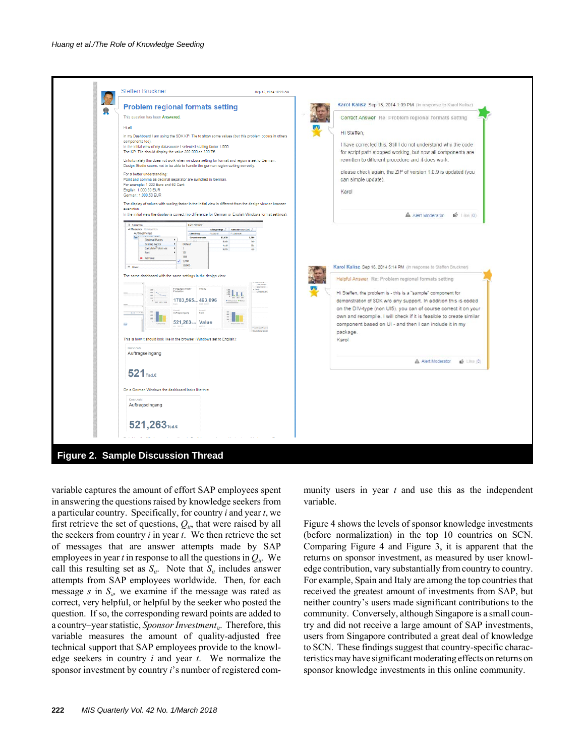**Figure 2. Sample Discussion Thread**

variable captures the amount of effort SAP employees spent in answering the questions raised by knowledge seekers from a particular country. Specifically, for country *i* and year *t*, we first retrieve the set of questions, $Q_{it}$, that were raised by all the seekers from country *i* in year *t*. We then retrieve the set of messages that are answer attempts made by SAP employees in year *t* in response to all the questions in $Q_{it}$. We call this resulting set as $S_{it}$. Note that $S_{it}$ includes answer attempts from SAP employees worldwide. Then, for each message *s* in $S_{it}$, we examine if the message was rated as correct, very helpful, or helpful by the seeker who posted the question. If so, the corresponding reward points are added to a country–year statistic, *Sponsor Investment*$_{it}$. Therefore, this variable measures the amount of quality-adjusted free technical support that SAP employees provide to the knowledge seekers in country *i* and year *t*. We normalize the sponsor investment by country *i*'s number of registered community users in year *t* and use this as the independent variable.

Figure 4 shows the levels of sponsor knowledge investments (before normalization) in the top 10 countries on SCN. Comparing Figure 4 and Figure 3, it is apparent that the returns on sponsor investment, as measured by user knowledge contribution, vary substantially from country to country. For example, Spain and Italy are among the top countries that received the greatest amount of investments from SAP, but neither country's users made significant contributions to the community. Conversely, although Singapore is a small country and did not receive a large amount of SAP investments, users from Singapore contributed a great deal of knowledge to SCN. These findings suggest that country-specific characteristics may have significant moderating effects on returns on sponsor knowledge investments in this online community.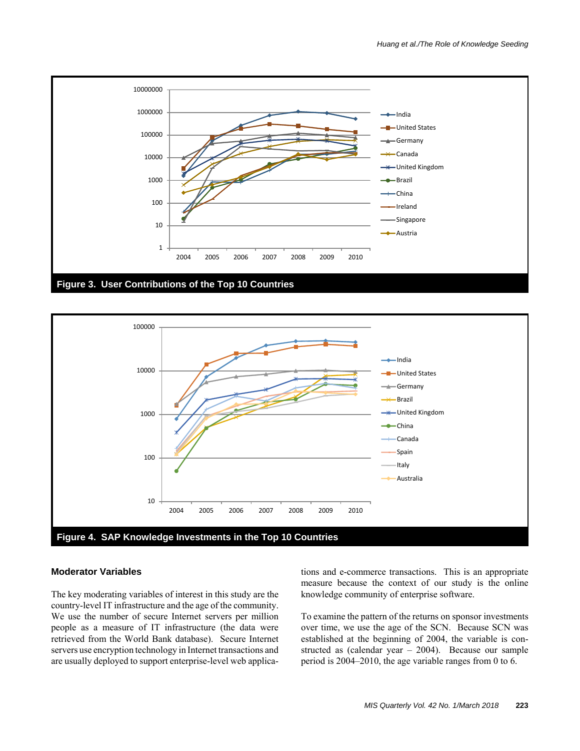Figure 3. User Contributions of the Top 10 Countries

Figure 4. SAP Knowledge Investments in the Top 10 Countries

### Moderator Variables

The key moderating variables of interest in this study are the country-level IT infrastructure and the age of the community. We use the number of secure Internet servers per million people as a measure of IT infrastructure (the data were retrieved from the World Bank database). Secure Internet servers use encryption technology in Internet transactions and are usually deployed to support enterprise-level web applications and e-commerce transactions. This is an appropriate measure because the context of our study is the online knowledge community of enterprise software.

To examine the pattern of the returns on sponsor investments over time, we use the age of the SCN. Because SCN was established at the beginning of 2004, the variable is constructed as (calendar year – 2004). Because our sample period is 2004–2010, the age variable ranges from 0 to 6.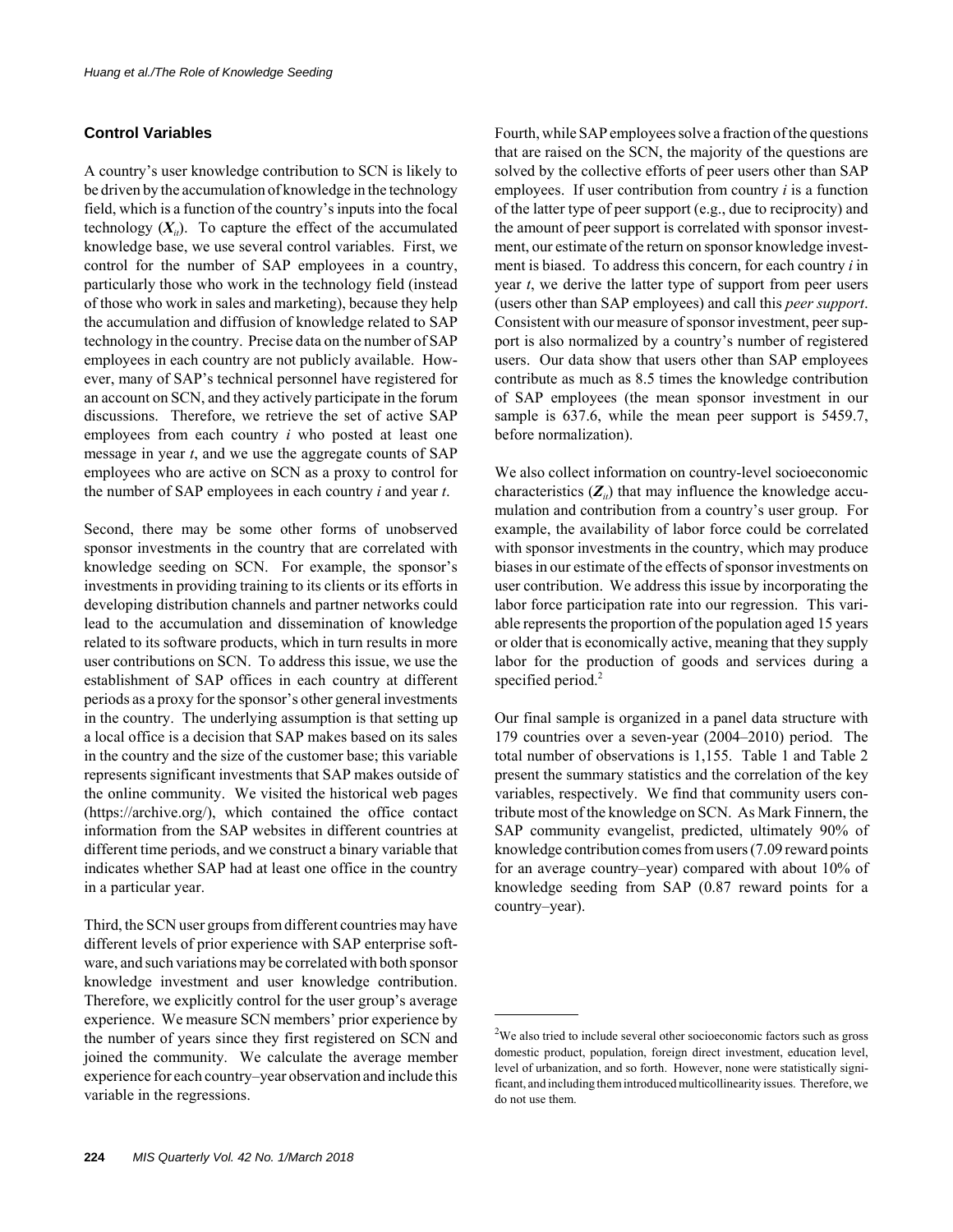### Control Variables

A country's user knowledge contribution to SCN is likely to be driven by the accumulation of knowledge in the technology field, which is a function of the country's inputs into the focal technology ($\boldsymbol{X}_{it}$). To capture the effect of the accumulated knowledge base, we use several control variables. First, we control for the number of SAP employees in a country, particularly those who work in the technology field (instead of those who work in sales and marketing), because they help the accumulation and diffusion of knowledge related to SAP technology in the country. Precise data on the number of SAP employees in each country are not publicly available. However, many of SAP's technical personnel have registered for an account on SCN, and they actively participate in the forum discussions. Therefore, we retrieve the set of active SAP employees from each country $i$ who posted at least one message in year $t$, and we use the aggregate counts of SAP employees who are active on SCN as a proxy to control for the number of SAP employees in each country $i$ and year $t$.

Second, there may be some other forms of unobserved sponsor investments in the country that are correlated with knowledge seeding on SCN. For example, the sponsor's investments in providing training to its clients or its efforts in developing distribution channels and partner networks could lead to the accumulation and dissemination of knowledge related to its software products, which in turn results in more user contributions on SCN. To address this issue, we use the establishment of SAP offices in each country at different periods as a proxy for the sponsor's other general investments in the country. The underlying assumption is that setting up a local office is a decision that SAP makes based on its sales in the country and the size of the customer base; this variable represents significant investments that SAP makes outside of the online community. We visited the historical web pages (https://archive.org/), which contained the office contact information from the SAP websites in different countries at different time periods, and we construct a binary variable that indicates whether SAP had at least one office in the country in a particular year.

Third, the SCN user groups from different countries may have different levels of prior experience with SAP enterprise software, and such variations may be correlated with both sponsor knowledge investment and user knowledge contribution. Therefore, we explicitly control for the user group's average experience. We measure SCN members' prior experience by the number of years since they first registered on SCN and joined the community. We calculate the average member experience for each country–year observation and include this variable in the regressions.

Fourth, while SAP employees solve a fraction of the questions that are raised on the SCN, the majority of the questions are solved by the collective efforts of peer users other than SAP employees. If user contribution from country $i$ is a function of the latter type of peer support (e.g., due to reciprocity) and the amount of peer support is correlated with sponsor investment, our estimate of the return on sponsor knowledge investment is biased. To address this concern, for each country $i$ in year $t$, we derive the latter type of support from peer users (users other than SAP employees) and call this *peer support*. Consistent with our measure of sponsor investment, peer support is also normalized by a country's number of registered users. Our data show that users other than SAP employees contribute as much as 8.5 times the knowledge contribution of SAP employees (the mean sponsor investment in our sample is 637.6, while the mean peer support is 5459.7, before normalization).

We also collect information on country-level socioeconomic characteristics ($\boldsymbol{Z}_{it}$) that may influence the knowledge accumulation and contribution from a country's user group. For example, the availability of labor force could be correlated with sponsor investments in the country, which may produce biases in our estimate of the effects of sponsor investments on user contribution. We address this issue by incorporating the labor force participation rate into our regression. This variable represents the proportion of the population aged 15 years or older that is economically active, meaning that they supply labor for the production of goods and services during a specified period.[2]

Our final sample is organized in a panel data structure with 179 countries over a seven-year (2004–2010) period. The total number of observations is 1,155. Table 1 and Table 2 present the summary statistics and the correlation of the key variables, respectively. We find that community users contribute most of the knowledge on SCN. As Mark Finnern, the SAP community evangelist, predicted, ultimately 90% of knowledge contribution comes from users (7.09 reward points for an average country–year) compared with about 10% of knowledge seeding from SAP (0.87 reward points for a country–year).

---

[2]We also tried to include several other socioeconomic factors such as gross domestic product, population, foreign direct investment, education level, level of urbanization, and so forth. However, none were statistically significant, and including them introduced multicollinearity issues. Therefore, we do not use them.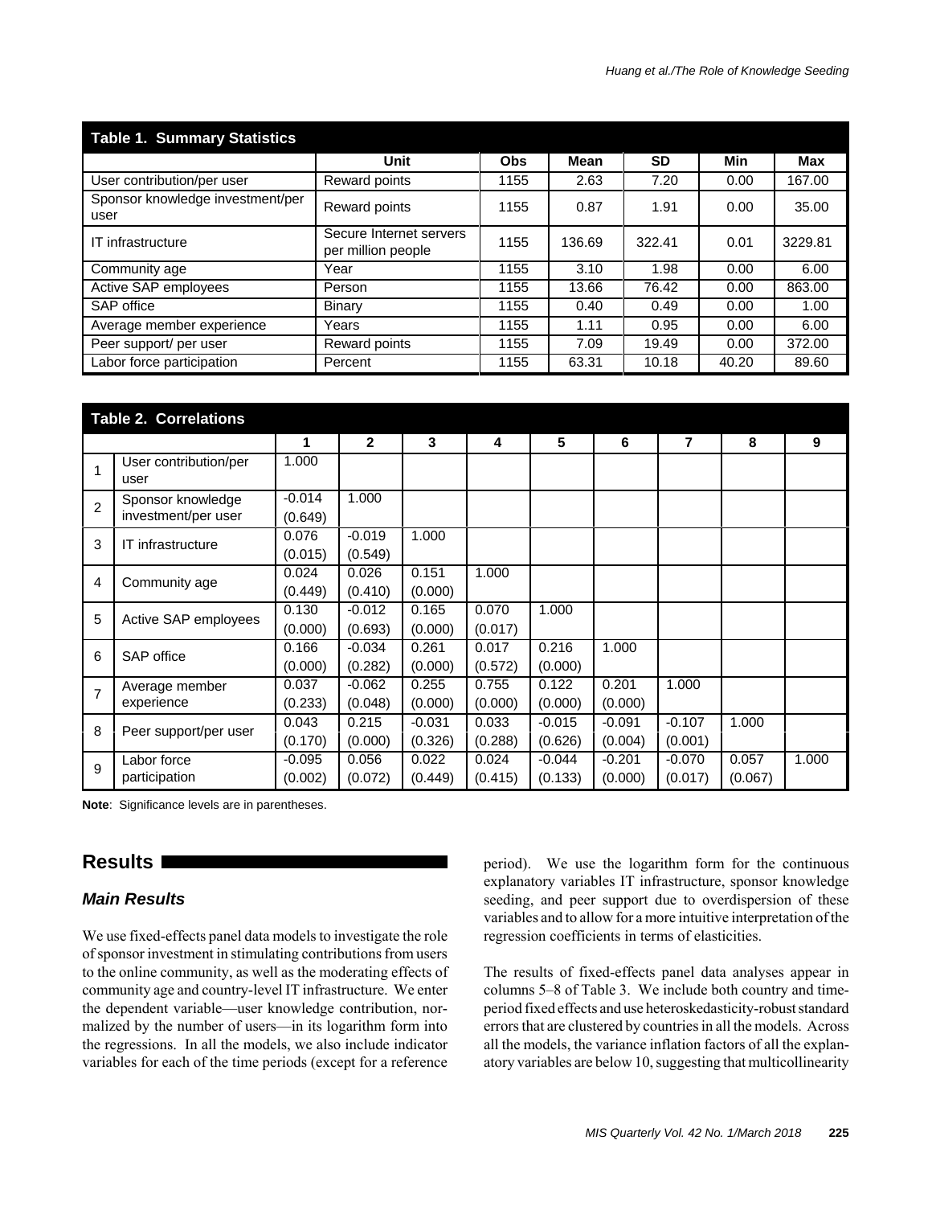**Table 1. Summary Statistics**

| | Unit | Obs | Mean | SD | Min | Max |
|---|---|---|---|---|---|---|
| User contribution/per user | Reward points | 1155 | 2.63 | 7.20 | 0.00 | 167.00 |
| Sponsor knowledge investment/per user | Reward points | 1155 | 0.87 | 1.91 | 0.00 | 35.00 |
| IT infrastructure | Secure Internet servers per million people | 1155 | 136.69 | 322.41 | 0.01 | 3229.81 |
| Community age | Year | 1155 | 3.10 | 1.98 | 0.00 | 6.00 |
| Active SAP employees | Person | 1155 | 13.66 | 76.42 | 0.00 | 863.00 |
| SAP office | Binary | 1155 | 0.40 | 0.49 | 0.00 | 1.00 |
| Average member experience | Years | 1155 | 1.11 | 0.95 | 0.00 | 6.00 |
| Peer support/ per user | Reward points | 1155 | 7.09 | 19.49 | 0.00 | 372.00 |
| Labor force participation | Percent | 1155 | 63.31 | 10.18 | 40.20 | 89.60 |

**Table 2. Correlations**

| | | 1 | 2 | 3 | 4 | 5 | 6 | 7 | 8 | 9 |
|---|---|---|---|---|---|---|---|---|---|---|
| 1 | User contribution/per user | 1.000 | | | | | | | | |
| 2 | Sponsor knowledge investment/per user | -0.014 (0.649) | 1.000 | | | | | | | |
| 3 | IT infrastructure | 0.076 (0.015) | -0.019 (0.549) | 1.000 | | | | | | |
| 4 | Community age | 0.024 (0.449) | 0.026 (0.410) | 0.151 (0.000) | 1.000 | | | | | |
| 5 | Active SAP employees | 0.130 (0.000) | -0.012 (0.693) | 0.165 (0.000) | 0.070 (0.017) | 1.000 | | | | |
| 6 | SAP office | 0.166 (0.000) | -0.034 (0.282) | 0.261 (0.000) | 0.017 (0.572) | 0.216 (0.000) | 1.000 | | | |
| 7 | Average member experience | 0.037 (0.233) | -0.062 (0.048) | 0.255 (0.000) | 0.755 (0.000) | 0.122 (0.000) | 0.201 (0.000) | 1.000 | | |
| 8 | Peer support/per user | 0.043 (0.170) | 0.215 (0.000) | -0.031 (0.326) | 0.033 (0.288) | -0.015 (0.626) | -0.091 (0.004) | -0.107 (0.001) | 1.000 | |
| 9 | Labor force participation | -0.095 (0.002) | 0.056 (0.072) | 0.022 (0.449) | 0.024 (0.415) | -0.044 (0.133) | -0.201 (0.000) | -0.070 (0.017) | 0.057 (0.067) | 1.000 |

**Note**: Significance levels are in parentheses.

## Results

### *Main Results*

We use fixed-effects panel data models to investigate the role of sponsor investment in stimulating contributions from users to the online community, as well as the moderating effects of community age and country-level IT infrastructure. We enter the dependent variable—user knowledge contribution, normalized by the number of users—in its logarithm form into the regressions. In all the models, we also include indicator variables for each of the time periods (except for a reference period). We use the logarithm form for the continuous explanatory variables IT infrastructure, sponsor knowledge seeding, and peer support due to overdispersion of these variables and to allow for a more intuitive interpretation of the regression coefficients in terms of elasticities.

The results of fixed-effects panel data analyses appear in columns 5–8 of Table 3. We include both country and time-period fixed effects and use heteroskedasticity-robust standard errors that are clustered by countries in all the models. Across all the models, the variance inflation factors of all the explanatory variables are below 10, suggesting that multicollinearity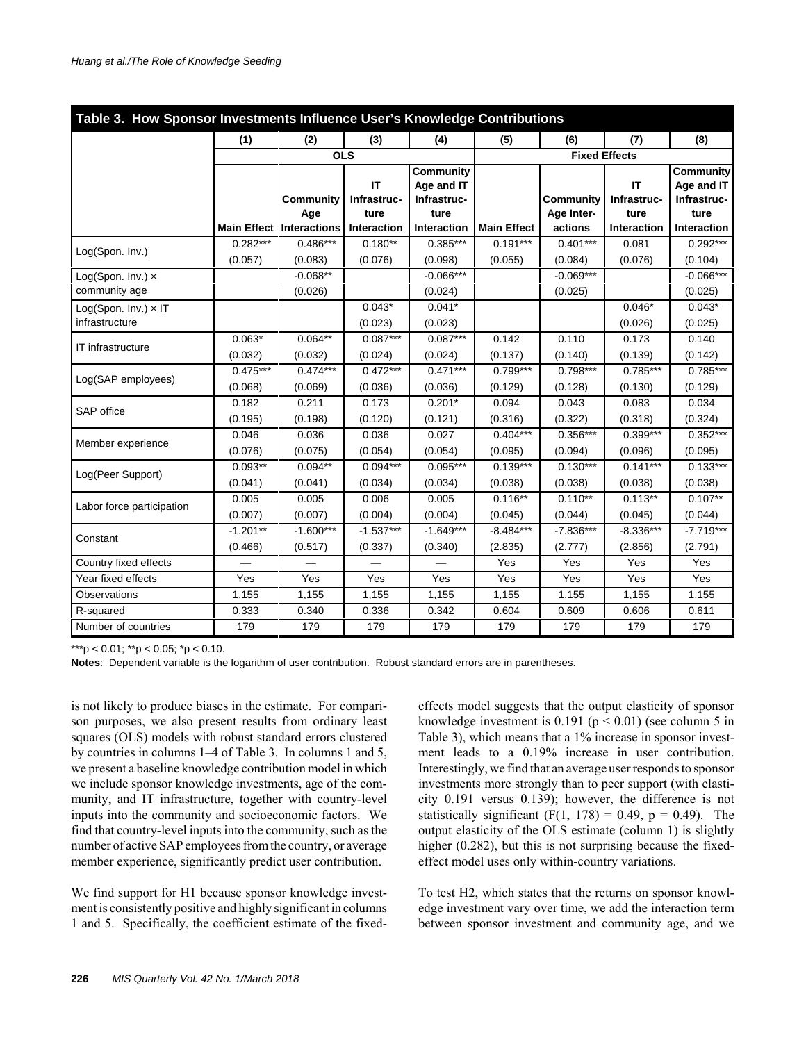**Table 3. How Sponsor Investments Influence User's Knowledge Contributions**

| | (1) | (2) | (3) | (4) | (5) | (6) | (7) | (8) |
|---|---|---|---|---|---|---|---|---|
| | OLS | | | | Fixed Effects | | | |
| | Main Effect | Community Age Interactions | IT Infrastructure Interaction | Community Age and IT Infrastructure Interaction | Main Effect | Community Age Interactions | IT Infrastructure Interaction | Community Age and IT Infrastructure Interaction |
| Log(Spon. Inv.) | 0.282*** | 0.486*** | 0.180** | 0.385*** | 0.191*** | 0.401*** | 0.081 | 0.292*** |
| | (0.057) | (0.083) | (0.076) | (0.098) | (0.055) | (0.084) | (0.076) | (0.104) |
| Log(Spon. Inv.) × community age | | -0.068** | | -0.066*** | | -0.069*** | | -0.066*** |
| | | (0.026) | | (0.024) | | (0.025) | | (0.025) |
| Log(Spon. Inv.) × IT infrastructure | | | 0.043* | 0.041* | | | 0.046* | 0.043* |
| | | | (0.023) | (0.023) | | | (0.026) | (0.025) |
| IT infrastructure | 0.063* | 0.064** | 0.087*** | 0.087*** | 0.142 | 0.110 | 0.173 | 0.140 |
| | (0.032) | (0.032) | (0.024) | (0.024) | (0.137) | (0.140) | (0.139) | (0.142) |
| Log(SAP employees) | 0.475*** | 0.474*** | 0.472*** | 0.471*** | 0.799*** | 0.798*** | 0.785*** | 0.785*** |
| | (0.068) | (0.069) | (0.036) | (0.036) | (0.129) | (0.128) | (0.130) | (0.129) |
| SAP office | 0.182 | 0.211 | 0.173 | 0.201* | 0.094 | 0.043 | 0.083 | 0.034 |
| | (0.195) | (0.198) | (0.120) | (0.121) | (0.316) | (0.322) | (0.318) | (0.324) |
| Member experience | 0.046 | 0.036 | 0.036 | 0.027 | 0.404*** | 0.356*** | 0.399*** | 0.352*** |
| | (0.076) | (0.075) | (0.054) | (0.054) | (0.095) | (0.094) | (0.096) | (0.095) |
| Log(Peer Support) | 0.093** | 0.094** | 0.094*** | 0.095*** | 0.139*** | 0.130*** | 0.141*** | 0.133*** |
| | (0.041) | (0.041) | (0.034) | (0.034) | (0.038) | (0.038) | (0.038) | (0.038) |
| Labor force participation | 0.005 | 0.005 | 0.006 | 0.005 | 0.116** | 0.110** | 0.113** | 0.107** |
| | (0.007) | (0.007) | (0.004) | (0.004) | (0.045) | (0.044) | (0.045) | (0.044) |
| Constant | -1.201** | -1.600*** | -1.537*** | -1.649*** | -8.484*** | -7.836*** | -8.336*** | -7.719*** |
| | (0.466) | (0.517) | (0.337) | (0.340) | (2.835) | (2.777) | (2.856) | (2.791) |
| Country fixed effects | — | — | — | — | Yes | Yes | Yes | Yes |
| Year fixed effects | Yes | Yes | Yes | Yes | Yes | Yes | Yes | Yes |
| Observations | 1,155 | 1,155 | 1,155 | 1,155 | 1,155 | 1,155 | 1,155 | 1,155 |
| R-squared | 0.333 | 0.340 | 0.336 | 0.342 | 0.604 | 0.609 | 0.606 | 0.611 |
| Number of countries | 179 | 179 | 179 | 179 | 179 | 179 | 179 | 179 |

***p < 0.01; **p < 0.05; *p < 0.10.

**Notes**: Dependent variable is the logarithm of user contribution. Robust standard errors are in parentheses.

is not likely to produce biases in the estimate. For comparison purposes, we also present results from ordinary least squares (OLS) models with robust standard errors clustered by countries in columns 1–4 of Table 3. In columns 1 and 5, we present a baseline knowledge contribution model in which we include sponsor knowledge investments, age of the community, and IT infrastructure, together with country-level inputs into the community and socioeconomic factors. We find that country-level inputs into the community, such as the number of active SAP employees from the country, or average member experience, significantly predict user contribution.

We find support for H1 because sponsor knowledge investment is consistently positive and highly significant in columns 1 and 5. Specifically, the coefficient estimate of the fixed-effects model suggests that the output elasticity of sponsor knowledge investment is 0.191 ($p < 0.01$) (see column 5 in Table 3), which means that a 1% increase in sponsor investment leads to a 0.19% increase in user contribution. Interestingly, we find that an average user responds to sponsor investments more strongly than to peer support (with elasticity 0.191 versus 0.139); however, the difference is not statistically significant ($F(1, 178) = 0.49$, $p = 0.49$). The output elasticity of the OLS estimate (column 1) is slightly higher (0.282), but this is not surprising because the fixed-effect model uses only within-country variations.

To test H2, which states that the returns on sponsor knowledge investment vary over time, we add the interaction term between sponsor investment and community age, and we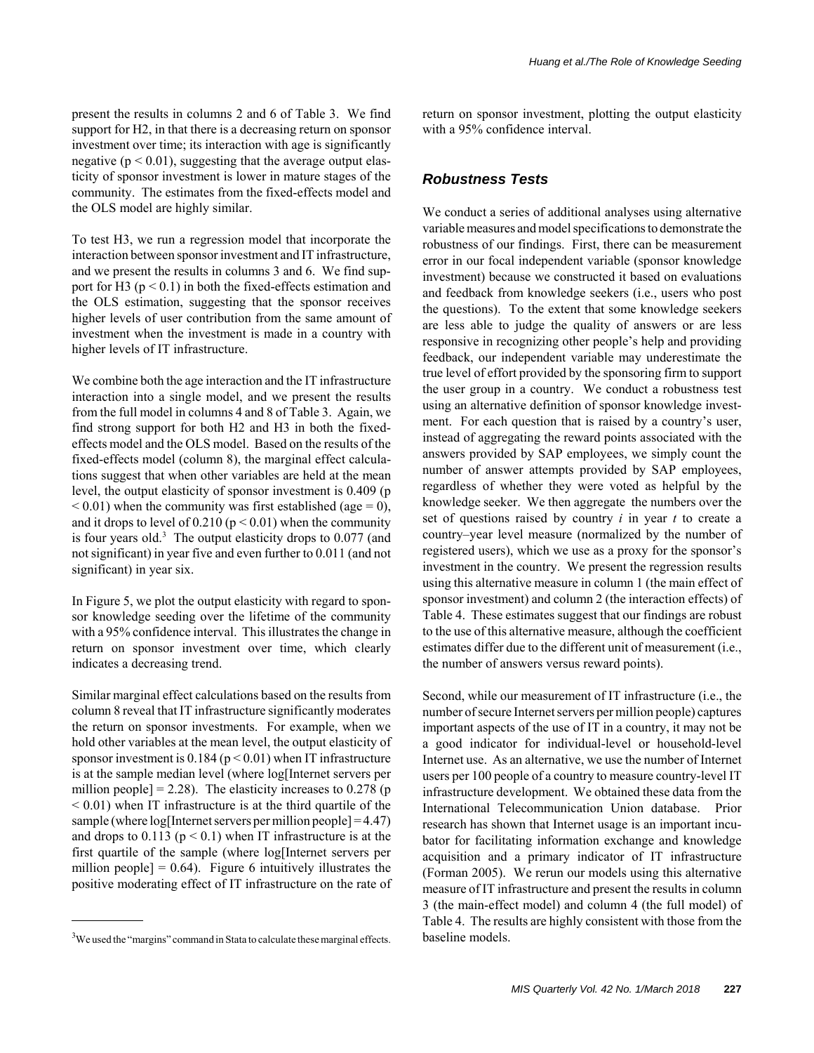present the results in columns 2 and 6 of Table 3. We find support for H2, in that there is a decreasing return on sponsor investment over time; its interaction with age is significantly negative ($p < 0.01$), suggesting that the average output elasticity of sponsor investment is lower in mature stages of the community. The estimates from the fixed-effects model and the OLS model are highly similar.

To test H3, we run a regression model that incorporate the interaction between sponsor investment and IT infrastructure, and we present the results in columns 3 and 6. We find support for H3 ($p < 0.1$) in both the fixed-effects estimation and the OLS estimation, suggesting that the sponsor receives higher levels of user contribution from the same amount of investment when the investment is made in a country with higher levels of IT infrastructure.

We combine both the age interaction and the IT infrastructure interaction into a single model, and we present the results from the full model in columns 4 and 8 of Table 3. Again, we find strong support for both H2 and H3 in both the fixed-effects model and the OLS model. Based on the results of the fixed-effects model (column 8), the marginal effect calculations suggest that when other variables are held at the mean level, the output elasticity of sponsor investment is 0.409 ($p < 0.01$) when the community was first established (age = 0), and it drops to level of 0.210 ($p < 0.01$) when the community is four years old.[3] The output elasticity drops to 0.077 (and not significant) in year five and even further to 0.011 (and not significant) in year six.

In Figure 5, we plot the output elasticity with regard to sponsor knowledge seeding over the lifetime of the community with a 95% confidence interval. This illustrates the change in return on sponsor investment over time, which clearly indicates a decreasing trend.

Similar marginal effect calculations based on the results from column 8 reveal that IT infrastructure significantly moderates the return on sponsor investments. For example, when we hold other variables at the mean level, the output elasticity of sponsor investment is 0.184 ($p < 0.01$) when IT infrastructure is at the sample median level (where log[Internet servers per million people] = 2.28). The elasticity increases to 0.278 ($p < 0.01$) when IT infrastructure is at the third quartile of the sample (where log[Internet servers per million people] = 4.47) and drops to 0.113 ($p < 0.1$) when IT infrastructure is at the first quartile of the sample (where log[Internet servers per million people] = 0.64). Figure 6 intuitively illustrates the positive moderating effect of IT infrastructure on the rate of return on sponsor investment, plotting the output elasticity with a 95% confidence interval.

[3]We used the "margins" command in Stata to calculate these marginal effects.

### *Robustness Tests*

We conduct a series of additional analyses using alternative variable measures and model specifications to demonstrate the robustness of our findings. First, there can be measurement error in our focal independent variable (sponsor knowledge investment) because we constructed it based on evaluations and feedback from knowledge seekers (i.e., users who post the questions). To the extent that some knowledge seekers are less able to judge the quality of answers or are less responsive in recognizing other people's help and providing feedback, our independent variable may underestimate the true level of effort provided by the sponsoring firm to support the user group in a country. We conduct a robustness test using an alternative definition of sponsor knowledge investment. For each question that is raised by a country's user, instead of aggregating the reward points associated with the answers provided by SAP employees, we simply count the number of answer attempts provided by SAP employees, regardless of whether they were voted as helpful by the knowledge seeker. We then aggregate the numbers over the set of questions raised by country $i$ in year $t$ to create a country–year level measure (normalized by the number of registered users), which we use as a proxy for the sponsor's investment in the country. We present the regression results using this alternative measure in column 1 (the main effect of sponsor investment) and column 2 (the interaction effects) of Table 4. These estimates suggest that our findings are robust to the use of this alternative measure, although the coefficient estimates differ due to the different unit of measurement (i.e., the number of answers versus reward points).

Second, while our measurement of IT infrastructure (i.e., the number of secure Internet servers per million people) captures important aspects of the use of IT in a country, it may not be a good indicator for individual-level or household-level Internet use. As an alternative, we use the number of Internet users per 100 people of a country to measure country-level IT infrastructure development. We obtained these data from the International Telecommunication Union database. Prior research has shown that Internet usage is an important incubator for facilitating information exchange and knowledge acquisition and a primary indicator of IT infrastructure (Forman 2005). We rerun our models using this alternative measure of IT infrastructure and present the results in column 3 (the main-effect model) and column 4 (the full model) of Table 4. The results are highly consistent with those from the baseline models.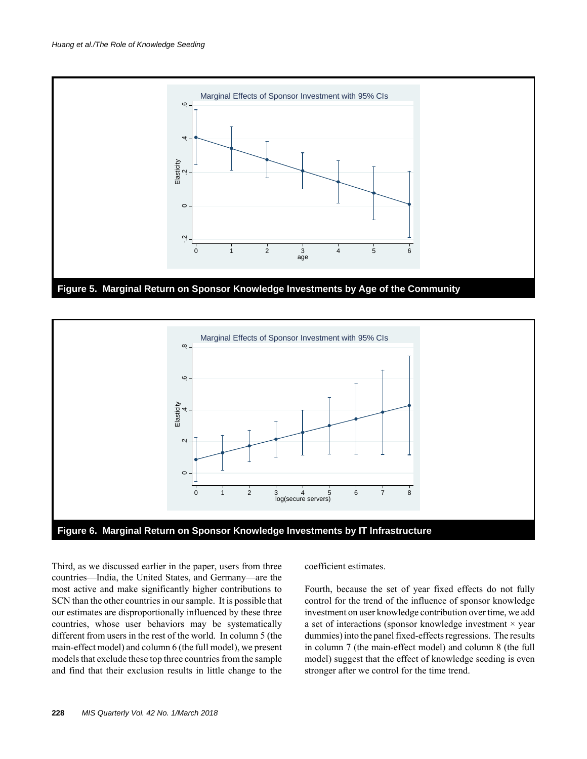Figure 5. Marginal Return on Sponsor Knowledge Investments by Age of the Community

Figure 6. Marginal Return on Sponsor Knowledge Investments by IT Infrastructure

Third, as we discussed earlier in the paper, users from three countries—India, the United States, and Germany—are the most active and make significantly higher contributions to SCN than the other countries in our sample. It is possible that our estimates are disproportionally influenced by these three countries, whose user behaviors may be systematically different from users in the rest of the world. In column 5 (the main-effect model) and column 6 (the full model), we present models that exclude these top three countries from the sample and find that their exclusion results in little change to the coefficient estimates.

Fourth, because the set of year fixed effects do not fully control for the trend of the influence of sponsor knowledge investment on user knowledge contribution over time, we add a set of interactions (sponsor knowledge investment × year dummies) into the panel fixed-effects regressions. The results in column 7 (the main-effect model) and column 8 (the full model) suggest that the effect of knowledge seeding is even stronger after we control for the time trend.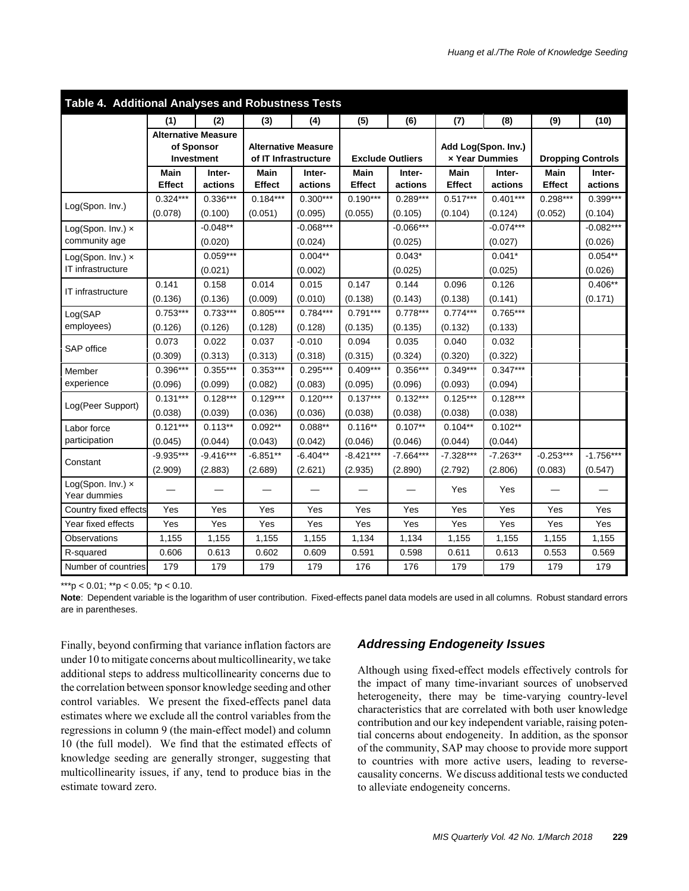**Table 4. Additional Analyses and Robustness Tests**

| | (1) | (2) | (3) | (4) | (5) | (6) | (7) | (8) | (9) | (10) |
|---|---|---|---|---|---|---|---|---|---|---|
| | Alternative Measure of Sponsor Investment | | Alternative Measure of IT Infrastructure | | Exclude Outliers | | Add Log(Spon. Inv.) × Year Dummies | | Dropping Controls | |
| | Main Effect | Inter-actions | Main Effect | Inter-actions | Main Effect | Inter-actions | Main Effect | Inter-actions | Main Effect | Inter-actions |
| Log(Spon. Inv.) | 0.324*** | 0.336*** | 0.184*** | 0.300*** | 0.190*** | 0.289*** | 0.517*** | 0.401*** | 0.298*** | 0.399*** |
| | (0.078) | (0.100) | (0.051) | (0.095) | (0.055) | (0.105) | (0.104) | (0.124) | (0.052) | (0.104) |
| Log(Spon. Inv.) × community age | | -0.048** | | -0.068*** | | -0.066*** | | -0.074*** | | -0.082*** |
| | | (0.020) | | (0.024) | | (0.025) | | (0.027) | | (0.026) |
| Log(Spon. Inv.) × IT infrastructure | | 0.059*** | | 0.004** | | 0.043* | | 0.041* | | 0.054** |
| | | (0.021) | | (0.002) | | (0.025) | | (0.025) | | (0.026) |
| IT infrastructure | 0.141 | 0.158 | 0.014 | 0.015 | 0.147 | 0.144 | 0.096 | 0.126 | | 0.406** |
| | (0.136) | (0.136) | (0.009) | (0.010) | (0.138) | (0.143) | (0.138) | (0.141) | | (0.171) |
| Log(SAP employees) | 0.753*** | 0.733*** | 0.805*** | 0.784*** | 0.791*** | 0.778*** | 0.774*** | 0.765*** | | |
| | (0.126) | (0.126) | (0.128) | (0.128) | (0.135) | (0.135) | (0.132) | (0.133) | | |
| SAP office | 0.073 | 0.022 | 0.037 | -0.010 | 0.094 | 0.035 | 0.040 | 0.032 | | |
| | (0.309) | (0.313) | (0.313) | (0.318) | (0.315) | (0.324) | (0.320) | (0.322) | | |
| Member experience | 0.396*** | 0.355*** | 0.353*** | 0.295*** | 0.409*** | 0.356*** | 0.349*** | 0.347*** | | |
| | (0.096) | (0.099) | (0.082) | (0.083) | (0.095) | (0.096) | (0.093) | (0.094) | | |
| Log(Peer Support) | 0.131*** | 0.128*** | 0.129*** | 0.120*** | 0.137*** | 0.132*** | 0.125*** | 0.128*** | | |
| | (0.038) | (0.039) | (0.036) | (0.036) | (0.038) | (0.038) | (0.038) | (0.038) | | |
| Labor force participation | 0.121*** | 0.113** | 0.092** | 0.088** | 0.116** | 0.107** | 0.104** | 0.102** | | |
| | (0.045) | (0.044) | (0.043) | (0.042) | (0.046) | (0.046) | (0.044) | (0.044) | | |
| Constant | -9.935*** | -9.416*** | -6.851** | -6.404** | -8.421*** | -7.664*** | -7.328*** | -7.263** | -0.253*** | -1.756*** |
| | (2.909) | (2.883) | (2.689) | (2.621) | (2.935) | (2.890) | (2.792) | (2.806) | (0.083) | (0.547) |
| Log(Spon. Inv.) × Year dummies | — | — | — | — | — | — | Yes | Yes | — | — |
| Country fixed effects | Yes | Yes | Yes | Yes | Yes | Yes | Yes | Yes | Yes | Yes |
| Year fixed effects | Yes | Yes | Yes | Yes | Yes | Yes | Yes | Yes | Yes | Yes |
| Observations | 1,155 | 1,155 | 1,155 | 1,155 | 1,134 | 1,134 | 1,155 | 1,155 | 1,155 | 1,155 |
| R-squared | 0.606 | 0.613 | 0.602 | 0.609 | 0.591 | 0.598 | 0.611 | 0.613 | 0.553 | 0.569 |
| Number of countries | 179 | 179 | 179 | 179 | 176 | 176 | 179 | 179 | 179 | 179 |

***p < 0.01; **p < 0.05; *p < 0.10.

**Note**: Dependent variable is the logarithm of user contribution. Fixed-effects panel data models are used in all columns. Robust standard errors are in parentheses.

Finally, beyond confirming that variance inflation factors are under 10 to mitigate concerns about multicollinearity, we take additional steps to address multicollinearity concerns due to the correlation between sponsor knowledge seeding and other control variables. We present the fixed-effects panel data estimates where we exclude all the control variables from the regressions in column 9 (the main-effect model) and column 10 (the full model). We find that the estimated effects of knowledge seeding are generally stronger, suggesting that multicollinearity issues, if any, tend to produce bias in the estimate toward zero.

### *Addressing Endogeneity Issues*

Although using fixed-effect models effectively controls for the impact of many time-invariant sources of unobserved heterogeneity, there may be time-varying country-level characteristics that are correlated with both user knowledge contribution and our key independent variable, raising potential concerns about endogeneity. In addition, as the sponsor of the community, SAP may choose to provide more support to countries with more active users, leading to reverse-causality concerns. We discuss additional tests we conducted to alleviate endogeneity concerns.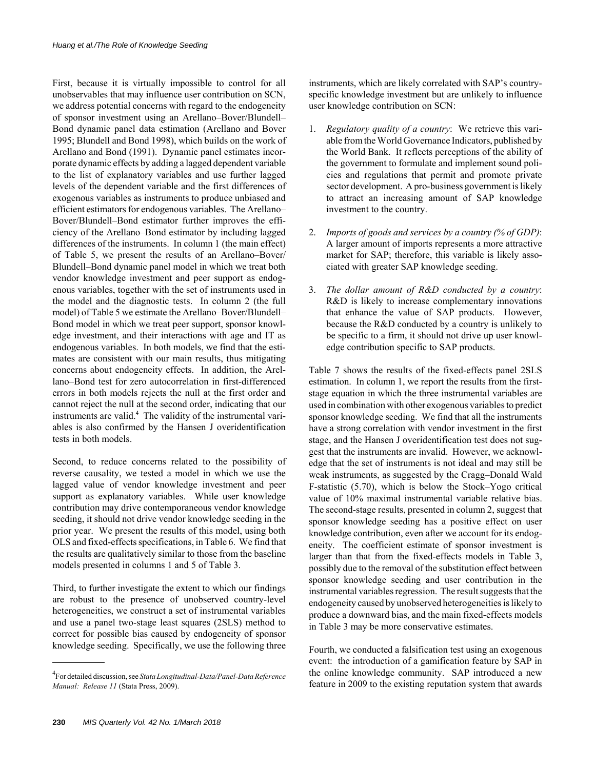First, because it is virtually impossible to control for all unobservables that may influence user contribution on SCN, we address potential concerns with regard to the endogeneity of sponsor investment using an Arellano–Bover/Blundell–Bond dynamic panel data estimation (Arellano and Bover 1995; Blundell and Bond 1998), which builds on the work of Arellano and Bond (1991). Dynamic panel estimates incorporate dynamic effects by adding a lagged dependent variable to the list of explanatory variables and use further lagged levels of the dependent variable and the first differences of exogenous variables as instruments to produce unbiased and efficient estimators for endogenous variables. The Arellano–Bover/Blundell–Bond estimator further improves the efficiency of the Arellano–Bond estimator by including lagged differences of the instruments. In column 1 (the main effect) of Table 5, we present the results of an Arellano–Bover/Blundell–Bond dynamic panel model in which we treat both vendor knowledge investment and peer support as endogenous variables, together with the set of instruments used in the model and the diagnostic tests. In column 2 (the full model) of Table 5 we estimate the Arellano–Bover/Blundell–Bond model in which we treat peer support, sponsor knowledge investment, and their interactions with age and IT as endogenous variables. In both models, we find that the estimates are consistent with our main results, thus mitigating concerns about endogeneity effects. In addition, the Arellano–Bond test for zero autocorrelation in first-differenced errors in both models rejects the null at the first order and cannot reject the null at the second order, indicating that our instruments are valid.[4] The validity of the instrumental variables is also confirmed by the Hansen J overidentification tests in both models.

Second, to reduce concerns related to the possibility of reverse causality, we tested a model in which we use the lagged value of vendor knowledge investment and peer support as explanatory variables. While user knowledge contribution may drive contemporaneous vendor knowledge seeding, it should not drive vendor knowledge seeding in the prior year. We present the results of this model, using both OLS and fixed-effects specifications, in Table 6. We find that the results are qualitatively similar to those from the baseline models presented in columns 1 and 5 of Table 3.

Third, to further investigate the extent to which our findings are robust to the presence of unobserved country-level heterogeneities, we construct a set of instrumental variables and use a panel two-stage least squares (2SLS) method to correct for possible bias caused by endogeneity of sponsor knowledge seeding. Specifically, we use the following three instruments, which are likely correlated with SAP's country-specific knowledge investment but are unlikely to influence user knowledge contribution on SCN:

1. *Regulatory quality of a country*: We retrieve this variable from the World Governance Indicators, published by the World Bank. It reflects perceptions of the ability of the government to formulate and implement sound policies and regulations that permit and promote private sector development. A pro-business government is likely to attract an increasing amount of SAP knowledge investment to the country.

2. *Imports of goods and services by a country (% of GDP)*: A larger amount of imports represents a more attractive market for SAP; therefore, this variable is likely associated with greater SAP knowledge seeding.

3. *The dollar amount of R&D conducted by a country*: R&D is likely to increase complementary innovations that enhance the value of SAP products. However, because the R&D conducted by a country is unlikely to be specific to a firm, it should not drive up user knowledge contribution specific to SAP products.

Table 7 shows the results of the fixed-effects panel 2SLS estimation. In column 1, we report the results from the first-stage equation in which the three instrumental variables are used in combination with other exogenous variables to predict sponsor knowledge seeding. We find that all the instruments have a strong correlation with vendor investment in the first stage, and the Hansen J overidentification test does not suggest that the instruments are invalid. However, we acknowledge that the set of instruments is not ideal and may still be weak instruments, as suggested by the Cragg–Donald Wald F-statistic (5.70), which is below the Stock–Yogo critical value of 10% maximal instrumental variable relative bias. The second-stage results, presented in column 2, suggest that sponsor knowledge seeding has a positive effect on user knowledge contribution, even after we account for its endogeneity. The coefficient estimate of sponsor investment is larger than that from the fixed-effects models in Table 3, possibly due to the removal of the substitution effect between sponsor knowledge seeding and user contribution in the instrumental variables regression. The result suggests that the endogeneity caused by unobserved heterogeneities is likely to produce a downward bias, and the main fixed-effects models in Table 3 may be more conservative estimates.

Fourth, we conducted a falsification test using an exogenous event: the introduction of a gamification feature by SAP in the online knowledge community. SAP introduced a new feature in 2009 to the existing reputation system that awards

[4] For detailed discussion, see *Stata Longitudinal-Data/Panel-Data Reference Manual: Release 11* (Stata Press, 2009).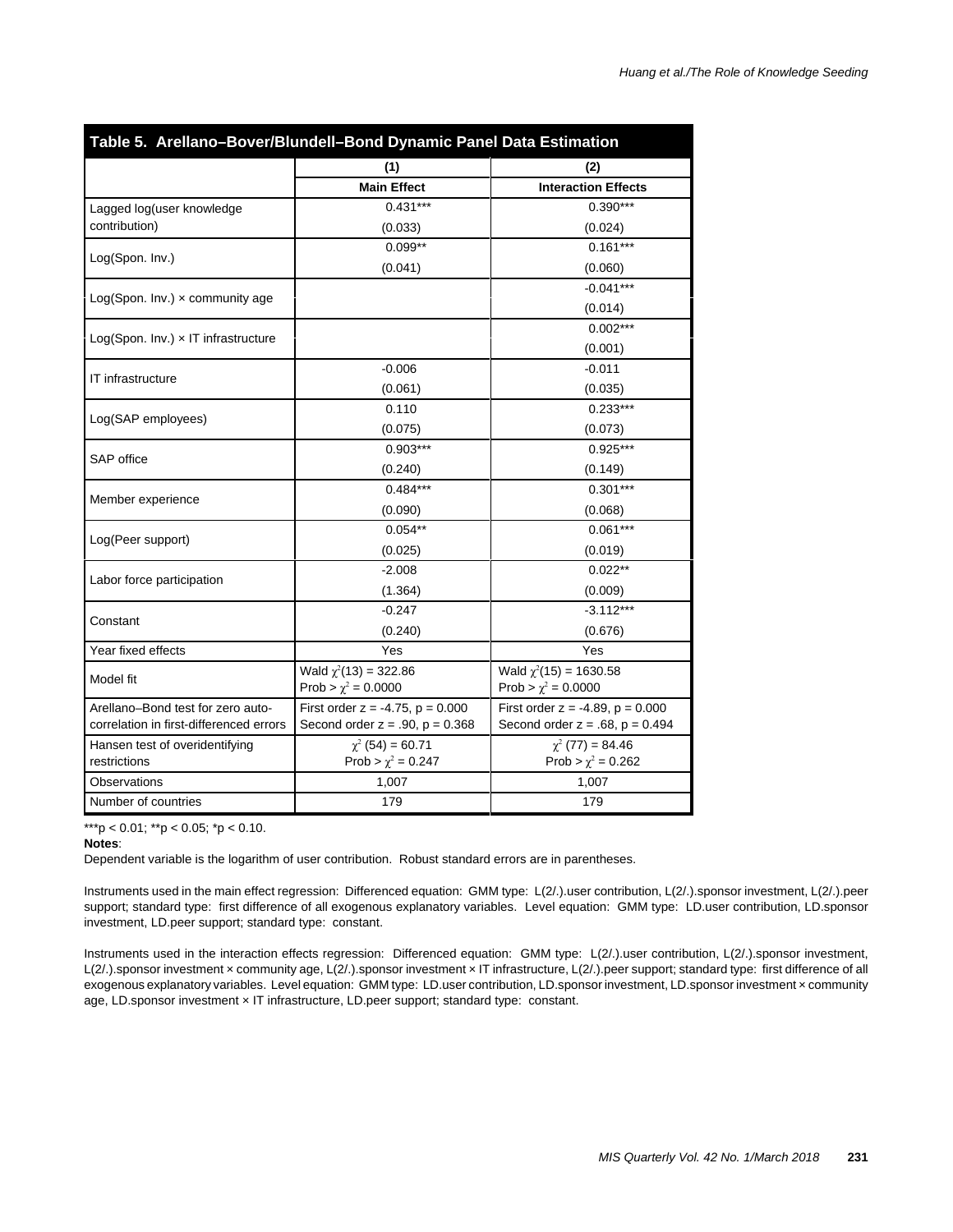**Table 5. Arellano–Bover/Blundell–Bond Dynamic Panel Data Estimation**

| | (1) | (2) |
|---|---|---|
| | **Main Effect** | **Interaction Effects** |
| Lagged log(user knowledge contribution) | 0.431*** | 0.390*** |
| | (0.033) | (0.024) |
| Log(Spon. Inv.) | 0.099** | 0.161*** |
| | (0.041) | (0.060) |
| Log(Spon. Inv.) × community age | | -0.041*** |
| | | (0.014) |
| Log(Spon. Inv.) × IT infrastructure | | 0.002*** |
| | | (0.001) |
| IT infrastructure | -0.006 | -0.011 |
| | (0.061) | (0.035) |
| Log(SAP employees) | 0.110 | 0.233*** |
| | (0.075) | (0.073) |
| SAP office | 0.903*** | 0.925*** |
| | (0.240) | (0.149) |
| Member experience | 0.484*** | 0.301*** |
| | (0.090) | (0.068) |
| Log(Peer support) | 0.054** | 0.061*** |
| | (0.025) | (0.019) |
| Labor force participation | -2.008 | 0.022** |
| | (1.364) | (0.009) |
| Constant | -0.247 | -3.112*** |
| | (0.240) | (0.676) |
| Year fixed effects | Yes | Yes |
| Model fit | Wald $\chi^2(13) = 322.86$ Prob > $\chi^2 = 0.0000$ | Wald $\chi^2(15) = 1630.58$ Prob > $\chi^2 = 0.0000$ |
| Arellano–Bond test for zero auto-correlation in first-differenced errors | First order z = -4.75, p = 0.000 Second order z = .90, p = 0.368 | First order z = -4.89, p = 0.000 Second order z = .68, p = 0.494 |
| Hansen test of overidentifying restrictions | $\chi^2$ (54) = 60.71 Prob > $\chi^2$ = 0.247 | $\chi^2$ (77) = 84.46 Prob > $\chi^2$ = 0.262 |
| Observations | 1,007 | 1,007 |
| Number of countries | 179 | 179 |

***p < 0.01; **p < 0.05; *p < 0.10.

**Notes**:

Dependent variable is the logarithm of user contribution. Robust standard errors are in parentheses.

Instruments used in the main effect regression: Differenced equation: GMM type: L(2/.).user contribution, L(2/.).sponsor investment, L(2/.).peer support; standard type: first difference of all exogenous explanatory variables. Level equation: GMM type: LD.user contribution, LD.sponsor investment, LD.peer support; standard type: constant.

Instruments used in the interaction effects regression: Differenced equation: GMM type: L(2/.).user contribution, L(2/.).sponsor investment, L(2/.).sponsor investment × community age, L(2/.).sponsor investment × IT infrastructure, L(2/.).peer support; standard type: first difference of all exogenous explanatory variables. Level equation: GMM type: LD.user contribution, LD.sponsor investment, LD.sponsor investment × community age, LD.sponsor investment × IT infrastructure, LD.peer support; standard type: constant.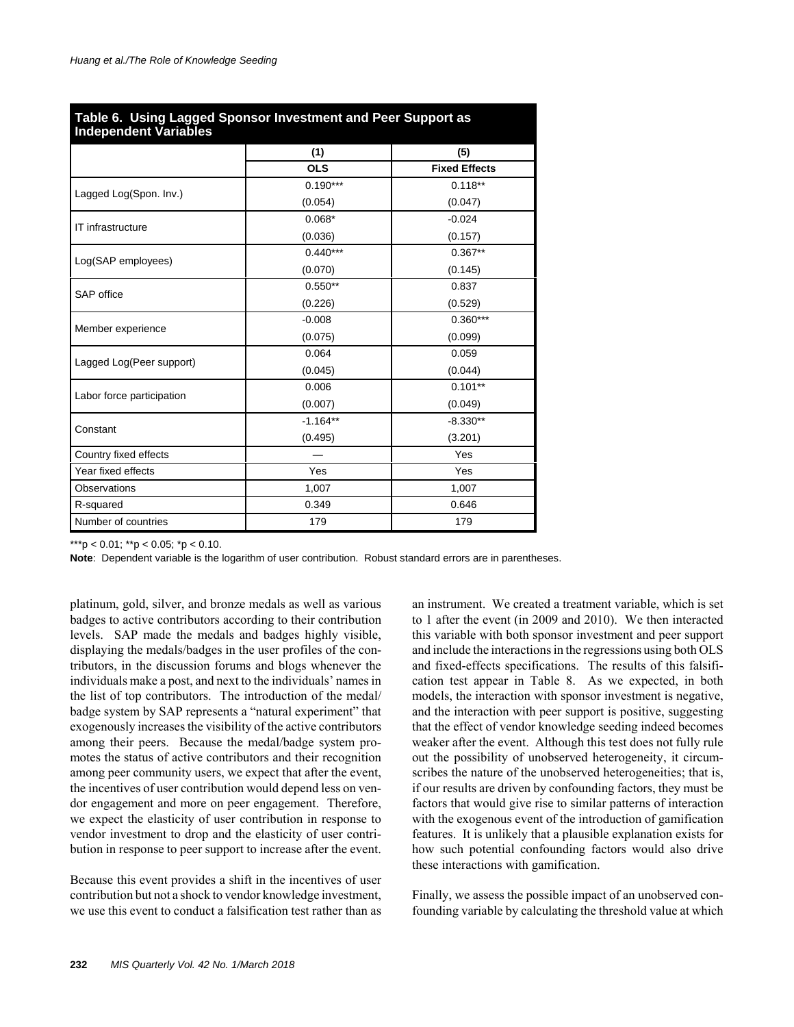**Table 6. Using Lagged Sponsor Investment and Peer Support as Independent Variables**

| | (1) | (5) |
|---|---|---|
| | **OLS** | **Fixed Effects** |
| Lagged Log(Spon. Inv.) | 0.190*** | 0.118** |
| | (0.054) | (0.047) |
| IT infrastructure | 0.068* | -0.024 |
| | (0.036) | (0.157) |
| Log(SAP employees) | 0.440*** | 0.367** |
| | (0.070) | (0.145) |
| SAP office | 0.550** | 0.837 |
| | (0.226) | (0.529) |
| Member experience | -0.008 | 0.360*** |
| | (0.075) | (0.099) |
| Lagged Log(Peer support) | 0.064 | 0.059 |
| | (0.045) | (0.044) |
| Labor force participation | 0.006 | 0.101** |
| | (0.007) | (0.049) |
| Constant | -1.164** | -8.330** |
| | (0.495) | (3.201) |
| Country fixed effects | — | Yes |
| Year fixed effects | Yes | Yes |
| Observations | 1,007 | 1,007 |
| R-squared | 0.349 | 0.646 |
| Number of countries | 179 | 179 |

***p < 0.01; **p < 0.05; *p < 0.10.

**Note**: Dependent variable is the logarithm of user contribution. Robust standard errors are in parentheses.

platinum, gold, silver, and bronze medals as well as various badges to active contributors according to their contribution levels. SAP made the medals and badges highly visible, displaying the medals/badges in the user profiles of the contributors, in the discussion forums and blogs whenever the individuals make a post, and next to the individuals' names in the list of top contributors. The introduction of the medal/badge system by SAP represents a "natural experiment" that exogenously increases the visibility of the active contributors among their peers. Because the medal/badge system promotes the status of active contributors and their recognition among peer community users, we expect that after the event, the incentives of user contribution would depend less on vendor engagement and more on peer engagement. Therefore, we expect the elasticity of user contribution in response to vendor investment to drop and the elasticity of user contribution in response to peer support to increase after the event.

Because this event provides a shift in the incentives of user contribution but not a shock to vendor knowledge investment, we use this event to conduct a falsification test rather than as an instrument. We created a treatment variable, which is set to 1 after the event (in 2009 and 2010). We then interacted this variable with both sponsor investment and peer support and include the interactions in the regressions using both OLS and fixed-effects specifications. The results of this falsification test appear in Table 8. As we expected, in both models, the interaction with sponsor investment is negative, and the interaction with peer support is positive, suggesting that the effect of vendor knowledge seeding indeed becomes weaker after the event. Although this test does not fully rule out the possibility of unobserved heterogeneity, it circumscribes the nature of the unobserved heterogeneities; that is, if our results are driven by confounding factors, they must be factors that would give rise to similar patterns of interaction with the exogenous event of the introduction of gamification features. It is unlikely that a plausible explanation exists for how such potential confounding factors would also drive these interactions with gamification.

Finally, we assess the possible impact of an unobserved confounding variable by calculating the threshold value at which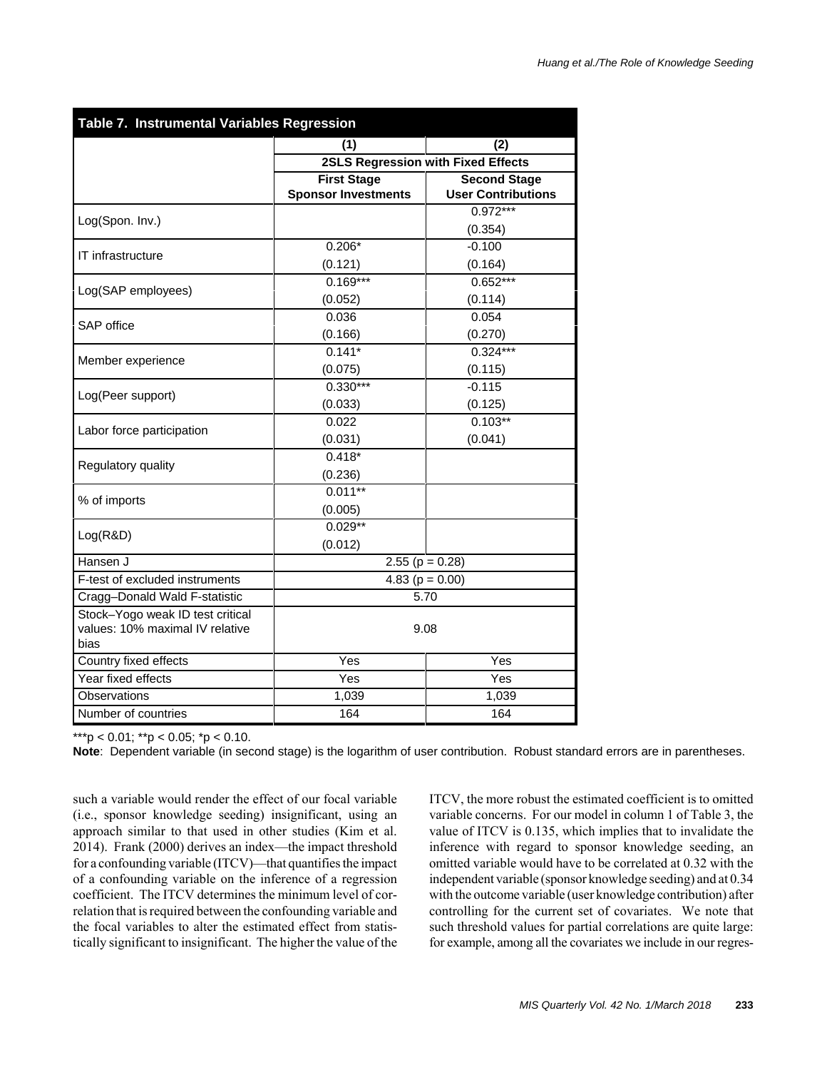**Table 7. Instrumental Variables Regression**

| | (1) | (2) |
|---|---|---|
| | 2SLS Regression with Fixed Effects | |
| | First Stage<br>Sponsor Investments | Second Stage<br>User Contributions |
| Log(Spon. Inv.) | | 0.972***<br>(0.354) |
| IT infrastructure | 0.206*<br>(0.121) | -0.100<br>(0.164) |
| Log(SAP employees) | 0.169***<br>(0.052) | 0.652***<br>(0.114) |
| SAP office | 0.036<br>(0.166) | 0.054<br>(0.270) |
| Member experience | 0.141*<br>(0.075) | 0.324***<br>(0.115) |
| Log(Peer support) | 0.330***<br>(0.033) | -0.115<br>(0.125) |
| Labor force participation | 0.022<br>(0.031) | 0.103**<br>(0.041) |
| Regulatory quality | 0.418*<br>(0.236) | |
| % of imports | 0.011**<br>(0.005) | |
| Log(R&D) | 0.029**<br>(0.012) | |
| Hansen J | 2.55 (p = 0.28) | |
| F-test of excluded instruments | 4.83 (p = 0.00) | |
| Cragg–Donald Wald F-statistic | 5.70 | |
| Stock–Yogo weak ID test critical values: 10% maximal IV relative bias | 9.08 | |
| Country fixed effects | Yes | Yes |
| Year fixed effects | Yes | Yes |
| Observations | 1,039 | 1,039 |
| Number of countries | 164 | 164 |

***p < 0.01; **p < 0.05; *p < 0.10.

**Note**: Dependent variable (in second stage) is the logarithm of user contribution. Robust standard errors are in parentheses.

such a variable would render the effect of our focal variable (i.e., sponsor knowledge seeding) insignificant, using an approach similar to that used in other studies (Kim et al. 2014). Frank (2000) derives an index—the impact threshold for a confounding variable (ITCV)—that quantifies the impact of a confounding variable on the inference of a regression coefficient. The ITCV determines the minimum level of correlation that is required between the confounding variable and the focal variables to alter the estimated effect from statistically significant to insignificant. The higher the value of the ITCV, the more robust the estimated coefficient is to omitted variable concerns. For our model in column 1 of Table 3, the value of ITCV is 0.135, which implies that to invalidate the inference with regard to sponsor knowledge seeding, an omitted variable would have to be correlated at 0.32 with the independent variable (sponsor knowledge seeding) and at 0.34 with the outcome variable (user knowledge contribution) after controlling for the current set of covariates. We note that such threshold values for partial correlations are quite large: for example, among all the covariates we include in our regres-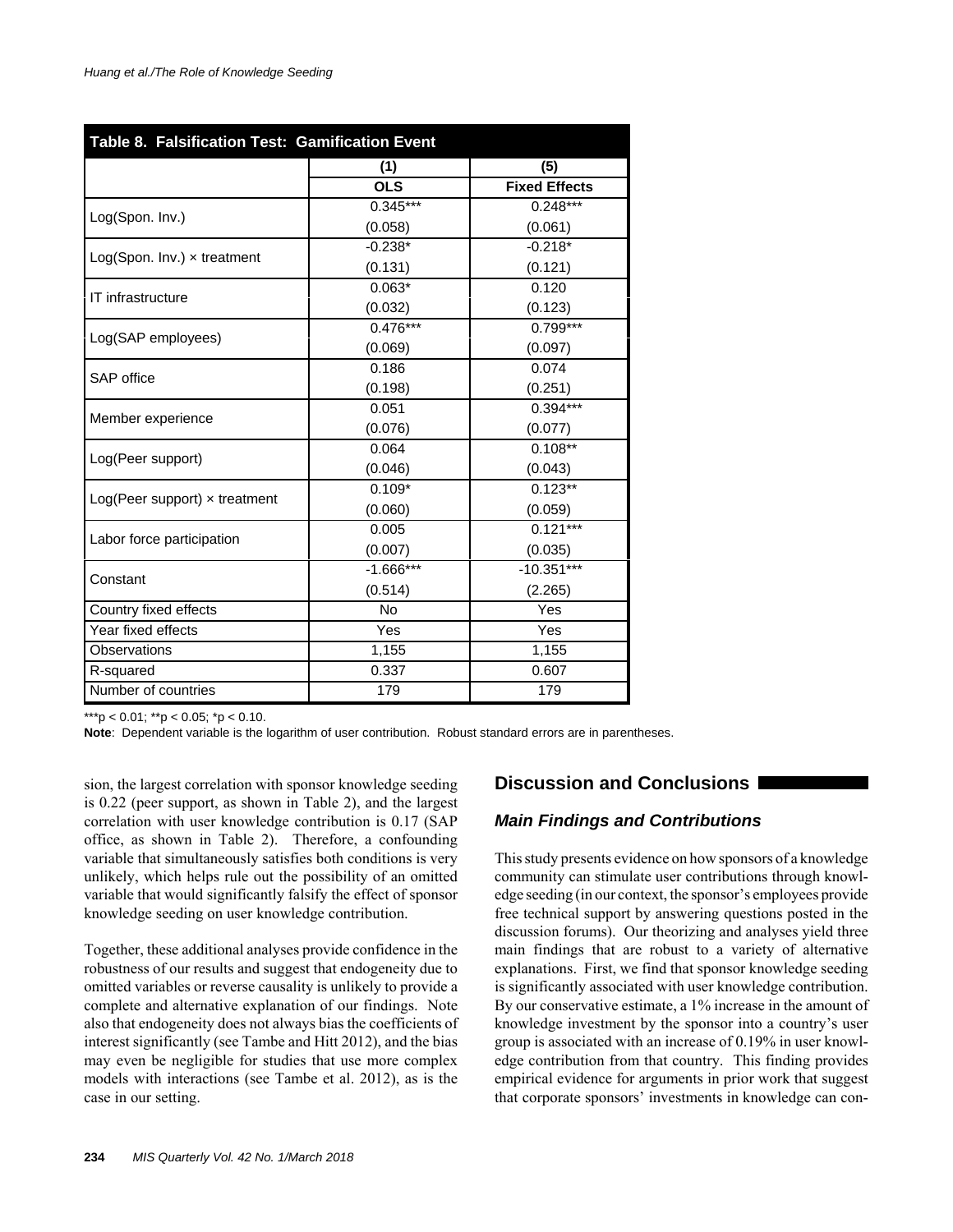**Table 8. Falsification Test: Gamification Event**

| | (1) | (5) |
|---|---|---|
| | **OLS** | **Fixed Effects** |
| Log(Spon. Inv.) | 0.345*** | 0.248*** |
| | (0.058) | (0.061) |
| Log(Spon. Inv.) × treatment | -0.238* | -0.218* |
| | (0.131) | (0.121) |
| IT infrastructure | 0.063* | 0.120 |
| | (0.032) | (0.123) |
| Log(SAP employees) | 0.476*** | 0.799*** |
| | (0.069) | (0.097) |
| SAP office | 0.186 | 0.074 |
| | (0.198) | (0.251) |
| Member experience | 0.051 | 0.394*** |
| | (0.076) | (0.077) |
| Log(Peer support) | 0.064 | 0.108** |
| | (0.046) | (0.043) |
| Log(Peer support) × treatment | 0.109* | 0.123** |
| | (0.060) | (0.059) |
| Labor force participation | 0.005 | 0.121*** |
| | (0.007) | (0.035) |
| Constant | -1.666*** | -10.351*** |
| | (0.514) | (2.265) |
| Country fixed effects | No | Yes |
| Year fixed effects | Yes | Yes |
| Observations | 1,155 | 1,155 |
| R-squared | 0.337 | 0.607 |
| Number of countries | 179 | 179 |

***p < 0.01; **p < 0.05; *p < 0.10.

**Note**: Dependent variable is the logarithm of user contribution. Robust standard errors are in parentheses.

sion, the largest correlation with sponsor knowledge seeding is 0.22 (peer support, as shown in Table 2), and the largest correlation with user knowledge contribution is 0.17 (SAP office, as shown in Table 2). Therefore, a confounding variable that simultaneously satisfies both conditions is very unlikely, which helps rule out the possibility of an omitted variable that would significantly falsify the effect of sponsor knowledge seeding on user knowledge contribution.

Together, these additional analyses provide confidence in the robustness of our results and suggest that endogeneity due to omitted variables or reverse causality is unlikely to provide a complete and alternative explanation of our findings. Note also that endogeneity does not always bias the coefficients of interest significantly (see Tambe and Hitt 2012), and the bias may even be negligible for studies that use more complex models with interactions (see Tambe et al. 2012), as is the case in our setting.

## Discussion and Conclusions

### *Main Findings and Contributions*

This study presents evidence on how sponsors of a knowledge community can stimulate user contributions through knowledge seeding (in our context, the sponsor's employees provide free technical support by answering questions posted in the discussion forums). Our theorizing and analyses yield three main findings that are robust to a variety of alternative explanations. First, we find that sponsor knowledge seeding is significantly associated with user knowledge contribution. By our conservative estimate, a 1% increase in the amount of knowledge investment by the sponsor into a country's user group is associated with an increase of 0.19% in user knowledge contribution from that country. This finding provides empirical evidence for arguments in prior work that suggest that corporate sponsors' investments in knowledge can con-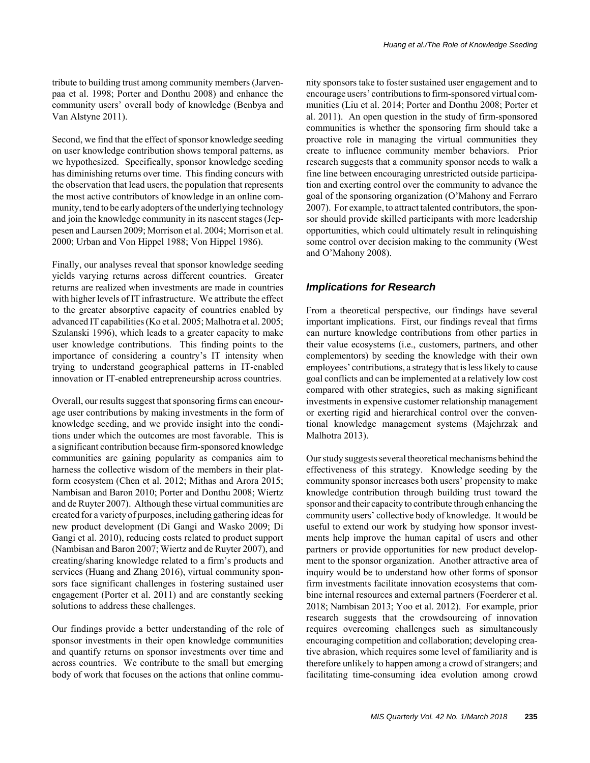tribute to building trust among community members (Jarvenpaa et al. 1998; Porter and Donthu 2008) and enhance the community users' overall body of knowledge (Benbya and Van Alstyne 2011).

Second, we find that the effect of sponsor knowledge seeding on user knowledge contribution shows temporal patterns, as we hypothesized. Specifically, sponsor knowledge seeding has diminishing returns over time. This finding concurs with the observation that lead users, the population that represents the most active contributors of knowledge in an online community, tend to be early adopters of the underlying technology and join the knowledge community in its nascent stages (Jeppesen and Laursen 2009; Morrison et al. 2004; Morrison et al. 2000; Urban and Von Hippel 1988; Von Hippel 1986).

Finally, our analyses reveal that sponsor knowledge seeding yields varying returns across different countries. Greater returns are realized when investments are made in countries with higher levels of IT infrastructure. We attribute the effect to the greater absorptive capacity of countries enabled by advanced IT capabilities (Ko et al. 2005; Malhotra et al. 2005; Szulanski 1996), which leads to a greater capacity to make user knowledge contributions. This finding points to the importance of considering a country's IT intensity when trying to understand geographical patterns in IT-enabled innovation or IT-enabled entrepreneurship across countries.

Overall, our results suggest that sponsoring firms can encourage user contributions by making investments in the form of knowledge seeding, and we provide insight into the conditions under which the outcomes are most favorable. This is a significant contribution because firm-sponsored knowledge communities are gaining popularity as companies aim to harness the collective wisdom of the members in their platform ecosystem (Chen et al. 2012; Mithas and Arora 2015; Nambisan and Baron 2010; Porter and Donthu 2008; Wiertz and de Ruyter 2007). Although these virtual communities are created for a variety of purposes, including gathering ideas for new product development (Di Gangi and Wasko 2009; Di Gangi et al. 2010), reducing costs related to product support (Nambisan and Baron 2007; Wiertz and de Ruyter 2007), and creating/sharing knowledge related to a firm's products and services (Huang and Zhang 2016), virtual community sponsors face significant challenges in fostering sustained user engagement (Porter et al. 2011) and are constantly seeking solutions to address these challenges.

Our findings provide a better understanding of the role of sponsor investments in their open knowledge communities and quantify returns on sponsor investments over time and across countries. We contribute to the small but emerging body of work that focuses on the actions that online community sponsors take to foster sustained user engagement and to encourage users' contributions to firm-sponsored virtual communities (Liu et al. 2014; Porter and Donthu 2008; Porter et al. 2011). An open question in the study of firm-sponsored communities is whether the sponsoring firm should take a proactive role in managing the virtual communities they create to influence community member behaviors. Prior research suggests that a community sponsor needs to walk a fine line between encouraging unrestricted outside participation and exerting control over the community to advance the goal of the sponsoring organization (O'Mahony and Ferraro 2007). For example, to attract talented contributors, the sponsor should provide skilled participants with more leadership opportunities, which could ultimately result in relinquishing some control over decision making to the community (West and O'Mahony 2008).

## *Implications for Research*

From a theoretical perspective, our findings have several important implications. First, our findings reveal that firms can nurture knowledge contributions from other parties in their value ecosystems (i.e., customers, partners, and other complementors) by seeding the knowledge with their own employees' contributions, a strategy that is less likely to cause goal conflicts and can be implemented at a relatively low cost compared with other strategies, such as making significant investments in expensive customer relationship management or exerting rigid and hierarchical control over the conventional knowledge management systems (Majchrzak and Malhotra 2013).

Our study suggests several theoretical mechanisms behind the effectiveness of this strategy. Knowledge seeding by the community sponsor increases both users' propensity to make knowledge contribution through building trust toward the sponsor and their capacity to contribute through enhancing the community users' collective body of knowledge. It would be useful to extend our work by studying how sponsor investments help improve the human capital of users and other partners or provide opportunities for new product development to the sponsor organization. Another attractive area of inquiry would be to understand how other forms of sponsor firm investments facilitate innovation ecosystems that combine internal resources and external partners (Foerderer et al. 2018; Nambisan 2013; Yoo et al. 2012). For example, prior research suggests that the crowdsourcing of innovation requires overcoming challenges such as simultaneously encouraging competition and collaboration; developing creative abrasion, which requires some level of familiarity and is therefore unlikely to happen among a crowd of strangers; and facilitating time-consuming idea evolution among crowd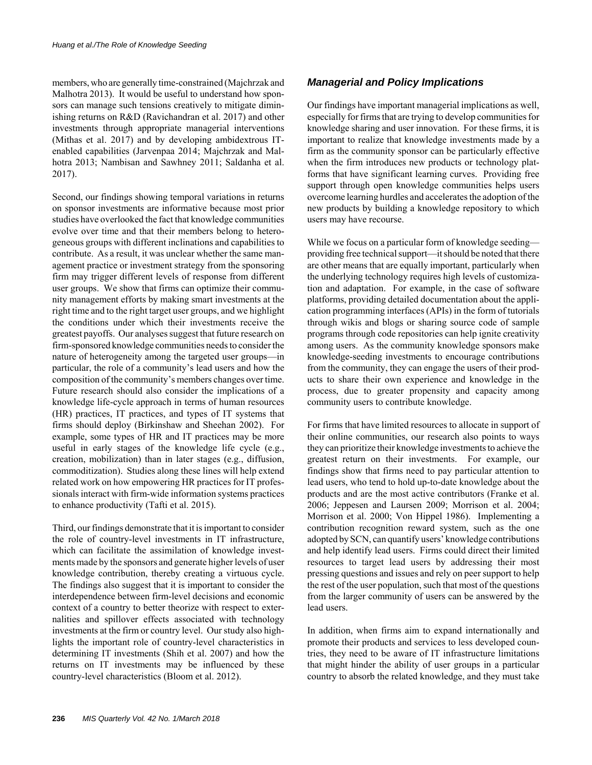members, who are generally time-constrained (Majchrzak and Malhotra 2013). It would be useful to understand how sponsors can manage such tensions creatively to mitigate diminishing returns on R&D (Ravichandran et al. 2017) and other investments through appropriate managerial interventions (Mithas et al. 2017) and by developing ambidextrous IT-enabled capabilities (Jarvenpaa 2014; Majchrzak and Malhotra 2013; Nambisan and Sawhney 2011; Saldanha et al. 2017).

Second, our findings showing temporal variations in returns on sponsor investments are informative because most prior studies have overlooked the fact that knowledge communities evolve over time and that their members belong to heterogeneous groups with different inclinations and capabilities to contribute. As a result, it was unclear whether the same management practice or investment strategy from the sponsoring firm may trigger different levels of response from different user groups. We show that firms can optimize their community management efforts by making smart investments at the right time and to the right target user groups, and we highlight the conditions under which their investments receive the greatest payoffs. Our analyses suggest that future research on firm-sponsored knowledge communities needs to consider the nature of heterogeneity among the targeted user groups—in particular, the role of a community's lead users and how the composition of the community's members changes over time. Future research should also consider the implications of a knowledge life-cycle approach in terms of human resources (HR) practices, IT practices, and types of IT systems that firms should deploy (Birkinshaw and Sheehan 2002). For example, some types of HR and IT practices may be more useful in early stages of the knowledge life cycle (e.g., creation, mobilization) than in later stages (e.g., diffusion, commoditization). Studies along these lines will help extend related work on how empowering HR practices for IT professionals interact with firm-wide information systems practices to enhance productivity (Tafti et al. 2015).

Third, our findings demonstrate that it is important to consider the role of country-level investments in IT infrastructure, which can facilitate the assimilation of knowledge investments made by the sponsors and generate higher levels of user knowledge contribution, thereby creating a virtuous cycle. The findings also suggest that it is important to consider the interdependence between firm-level decisions and economic context of a country to better theorize with respect to externalities and spillover effects associated with technology investments at the firm or country level. Our study also highlights the important role of country-level characteristics in determining IT investments (Shih et al. 2007) and how the returns on IT investments may be influenced by these country-level characteristics (Bloom et al. 2012).

### *Managerial and Policy Implications*

Our findings have important managerial implications as well, especially for firms that are trying to develop communities for knowledge sharing and user innovation. For these firms, it is important to realize that knowledge investments made by a firm as the community sponsor can be particularly effective when the firm introduces new products or technology platforms that have significant learning curves. Providing free support through open knowledge communities helps users overcome learning hurdles and accelerates the adoption of the new products by building a knowledge repository to which users may have recourse.

While we focus on a particular form of knowledge seeding—providing free technical support—it should be noted that there are other means that are equally important, particularly when the underlying technology requires high levels of customization and adaptation. For example, in the case of software platforms, providing detailed documentation about the application programming interfaces (APIs) in the form of tutorials through wikis and blogs or sharing source code of sample programs through code repositories can help ignite creativity among users. As the community knowledge sponsors make knowledge-seeding investments to encourage contributions from the community, they can engage the users of their products to share their own experience and knowledge in the process, due to greater propensity and capacity among community users to contribute knowledge.

For firms that have limited resources to allocate in support of their online communities, our research also points to ways they can prioritize their knowledge investments to achieve the greatest return on their investments. For example, our findings show that firms need to pay particular attention to lead users, who tend to hold up-to-date knowledge about the products and are the most active contributors (Franke et al. 2006; Jeppesen and Laursen 2009; Morrison et al. 2004; Morrison et al. 2000; Von Hippel 1986). Implementing a contribution recognition reward system, such as the one adopted by SCN, can quantify users' knowledge contributions and help identify lead users. Firms could direct their limited resources to target lead users by addressing their most pressing questions and issues and rely on peer support to help the rest of the user population, such that most of the questions from the larger community of users can be answered by the lead users.

In addition, when firms aim to expand internationally and promote their products and services to less developed countries, they need to be aware of IT infrastructure limitations that might hinder the ability of user groups in a particular country to absorb the related knowledge, and they must take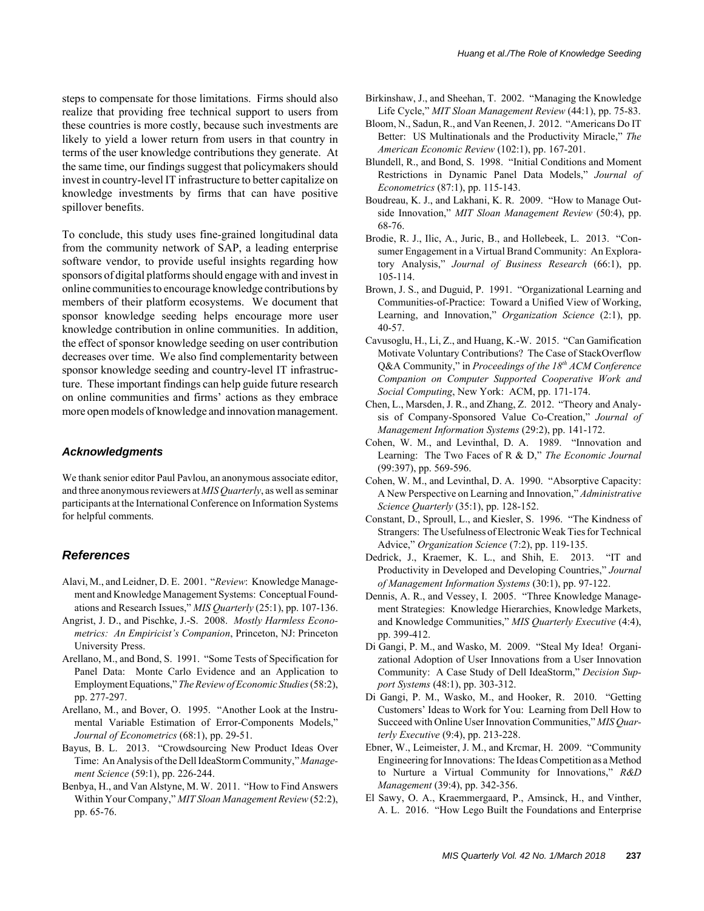steps to compensate for those limitations. Firms should also realize that providing free technical support to users from these countries is more costly, because such investments are likely to yield a lower return from users in that country in terms of the user knowledge contributions they generate. At the same time, our findings suggest that policymakers should invest in country-level IT infrastructure to better capitalize on knowledge investments by firms that can have positive spillover benefits.

To conclude, this study uses fine-grained longitudinal data from the community network of SAP, a leading enterprise software vendor, to provide useful insights regarding how sponsors of digital platforms should engage with and invest in online communities to encourage knowledge contributions by members of their platform ecosystems. We document that sponsor knowledge seeding helps encourage more user knowledge contribution in online communities. In addition, the effect of sponsor knowledge seeding on user contribution decreases over time. We also find complementarity between sponsor knowledge seeding and country-level IT infrastructure. These important findings can help guide future research on online communities and firms' actions as they embrace more open models of knowledge and innovation management.

### Acknowledgments

We thank senior editor Paul Pavlou, an anonymous associate editor, and three anonymous reviewers at *MIS Quarterly*, as well as seminar participants at the International Conference on Information Systems for helpful comments.

## References

Alavi, M., and Leidner, D. E. 2001. "*Review*: Knowledge Management and Knowledge Management Systems: Conceptual Foundations and Research Issues," *MIS Quarterly* (25:1), pp. 107-136.

Angrist, J. D., and Pischke, J.-S. 2008. *Mostly Harmless Econometrics: An Empiricist's Companion*, Princeton, NJ: Princeton University Press.

Arellano, M., and Bond, S. 1991. "Some Tests of Specification for Panel Data: Monte Carlo Evidence and an Application to Employment Equations," *The Review of Economic Studies* (58:2), pp. 277-297.

Arellano, M., and Bover, O. 1995. "Another Look at the Instrumental Variable Estimation of Error-Components Models," *Journal of Econometrics* (68:1), pp. 29-51.

Bayus, B. L. 2013. "Crowdsourcing New Product Ideas Over Time: An Analysis of the Dell IdeaStorm Community," *Management Science* (59:1), pp. 226-244.

Benbya, H., and Van Alstyne, M. W. 2011. "How to Find Answers Within Your Company," *MIT Sloan Management Review* (52:2), pp. 65-76.

Birkinshaw, J., and Sheehan, T. 2002. "Managing the Knowledge Life Cycle," *MIT Sloan Management Review* (44:1), pp. 75-83.

Bloom, N., Sadun, R., and Van Reenen, J. 2012. "Americans Do IT Better: US Multinationals and the Productivity Miracle," *The American Economic Review* (102:1), pp. 167-201.

Blundell, R., and Bond, S. 1998. "Initial Conditions and Moment Restrictions in Dynamic Panel Data Models," *Journal of Econometrics* (87:1), pp. 115-143.

Boudreau, K. J., and Lakhani, K. R. 2009. "How to Manage Outside Innovation," *MIT Sloan Management Review* (50:4), pp. 68-76.

Brodie, R. J., Ilic, A., Juric, B., and Hollebeek, L. 2013. "Consumer Engagement in a Virtual Brand Community: An Exploratory Analysis," *Journal of Business Research* (66:1), pp. 105-114.

Brown, J. S., and Duguid, P. 1991. "Organizational Learning and Communities-of-Practice: Toward a Unified View of Working, Learning, and Innovation," *Organization Science* (2:1), pp. 40-57.

Cavusoglu, H., Li, Z., and Huang, K.-W. 2015. "Can Gamification Motivate Voluntary Contributions? The Case of StackOverflow Q&A Community," in *Proceedings of the 18th ACM Conference Companion on Computer Supported Cooperative Work and Social Computing*, New York: ACM, pp. 171-174.

Chen, L., Marsden, J. R., and Zhang, Z. 2012. "Theory and Analysis of Company-Sponsored Value Co-Creation," *Journal of Management Information Systems* (29:2), pp. 141-172.

Cohen, W. M., and Levinthal, D. A. 1989. "Innovation and Learning: The Two Faces of R & D," *The Economic Journal* (99:397), pp. 569-596.

Cohen, W. M., and Levinthal, D. A. 1990. "Absorptive Capacity: A New Perspective on Learning and Innovation," *Administrative Science Quarterly* (35:1), pp. 128-152.

Constant, D., Sproull, L., and Kiesler, S. 1996. "The Kindness of Strangers: The Usefulness of Electronic Weak Ties for Technical Advice," *Organization Science* (7:2), pp. 119-135.

Dedrick, J., Kraemer, K. L., and Shih, E. 2013. "IT and Productivity in Developed and Developing Countries," *Journal of Management Information Systems* (30:1), pp. 97-122.

Dennis, A. R., and Vessey, I. 2005. "Three Knowledge Management Strategies: Knowledge Hierarchies, Knowledge Markets, and Knowledge Communities," *MIS Quarterly Executive* (4:4), pp. 399-412.

Di Gangi, P. M., and Wasko, M. 2009. "Steal My Idea! Organizational Adoption of User Innovations from a User Innovation Community: A Case Study of Dell IdeaStorm," *Decision Support Systems* (48:1), pp. 303-312.

Di Gangi, P. M., Wasko, M., and Hooker, R. 2010. "Getting Customers' Ideas to Work for You: Learning from Dell How to Succeed with Online User Innovation Communities," *MIS Quarterly Executive* (9:4), pp. 213-228.

Ebner, W., Leimeister, J. M., and Krcmar, H. 2009. "Community Engineering for Innovations: The Ideas Competition as a Method to Nurture a Virtual Community for Innovations," *R&D Management* (39:4), pp. 342-356.

El Sawy, O. A., Kraemmergaard, P., Amsinck, H., and Vinther, A. L. 2016. "How Lego Built the Foundations and Enterprise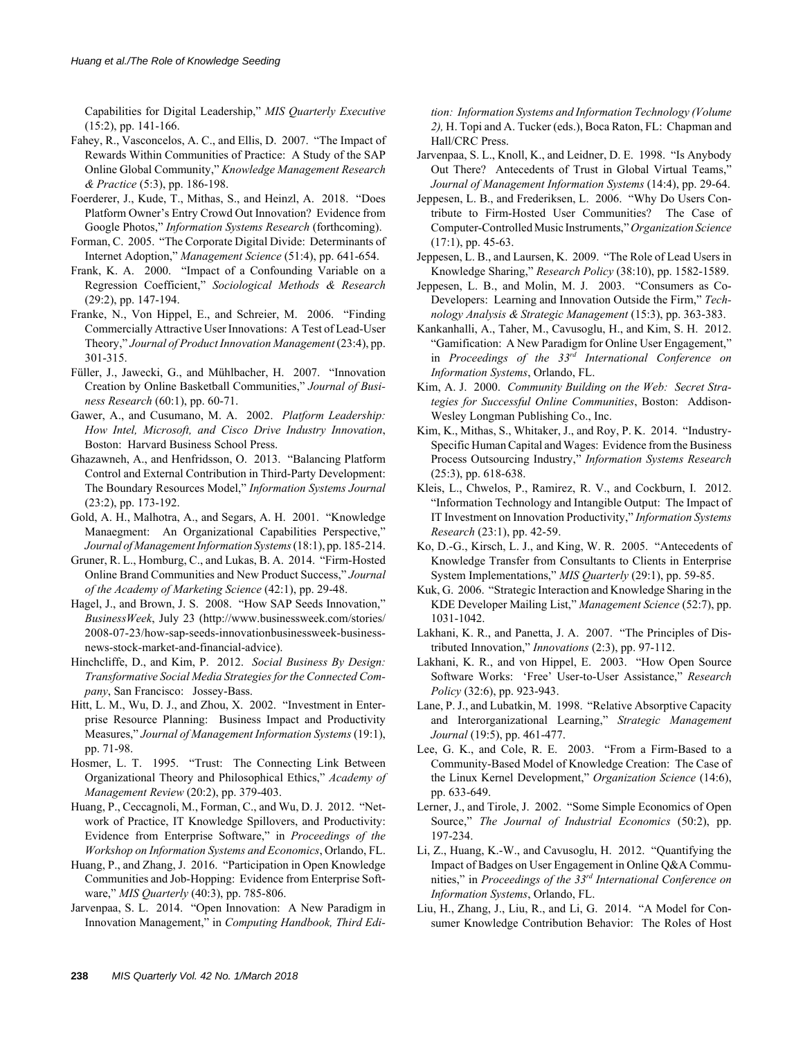Capabilities for Digital Leadership," *MIS Quarterly Executive* (15:2), pp. 141-166.

Fahey, R., Vasconcelos, A. C., and Ellis, D. 2007. "The Impact of Rewards Within Communities of Practice: A Study of the SAP Online Global Community," *Knowledge Management Research & Practice* (5:3), pp. 186-198.

Foerderer, J., Kude, T., Mithas, S., and Heinzl, A. 2018. "Does Platform Owner's Entry Crowd Out Innovation? Evidence from Google Photos," *Information Systems Research* (forthcoming).

Forman, C. 2005. "The Corporate Digital Divide: Determinants of Internet Adoption," *Management Science* (51:4), pp. 641-654.

Frank, K. A. 2000. "Impact of a Confounding Variable on a Regression Coefficient," *Sociological Methods & Research* (29:2), pp. 147-194.

Franke, N., Von Hippel, E., and Schreier, M. 2006. "Finding Commercially Attractive User Innovations: A Test of Lead-User Theory," *Journal of Product Innovation Management* (23:4), pp. 301-315.

Füller, J., Jawecki, G., and Mühlbacher, H. 2007. "Innovation Creation by Online Basketball Communities," *Journal of Business Research* (60:1), pp. 60-71.

Gawer, A., and Cusumano, M. A. 2002. *Platform Leadership: How Intel, Microsoft, and Cisco Drive Industry Innovation*, Boston: Harvard Business School Press.

Ghazawneh, A., and Henfridsson, O. 2013. "Balancing Platform Control and External Contribution in Third-Party Development: The Boundary Resources Model," *Information Systems Journal* (23:2), pp. 173-192.

Gold, A. H., Malhotra, A., and Segars, A. H. 2001. "Knowledge Manaegment: An Organizational Capabilities Perspective," *Journal of Management Information Systems* (18:1), pp. 185-214.

Gruner, R. L., Homburg, C., and Lukas, B. A. 2014. "Firm-Hosted Online Brand Communities and New Product Success," *Journal of the Academy of Marketing Science* (42:1), pp. 29-48.

Hagel, J., and Brown, J. S. 2008. "How SAP Seeds Innovation," *BusinessWeek*, July 23 (http://www.businessweek.com/stories/2008-07-23/how-sap-seeds-innovationbusinessweek-business-news-stock-market-and-financial-advice).

Hinchcliffe, D., and Kim, P. 2012. *Social Business By Design: Transformative Social Media Strategies for the Connected Company*, San Francisco: Jossey-Bass.

Hitt, L. M., Wu, D. J., and Zhou, X. 2002. "Investment in Enterprise Resource Planning: Business Impact and Productivity Measures," *Journal of Management Information Systems* (19:1), pp. 71-98.

Hosmer, L. T. 1995. "Trust: The Connecting Link Between Organizational Theory and Philosophical Ethics," *Academy of Management Review* (20:2), pp. 379-403.

Huang, P., Ceccagnoli, M., Forman, C., and Wu, D. J. 2012. "Network of Practice, IT Knowledge Spillovers, and Productivity: Evidence from Enterprise Software," in *Proceedings of the Workshop on Information Systems and Economics*, Orlando, FL.

Huang, P., and Zhang, J. 2016. "Participation in Open Knowledge Communities and Job-Hopping: Evidence from Enterprise Software," *MIS Quarterly* (40:3), pp. 785-806.

Jarvenpaa, S. L. 2014. "Open Innovation: A New Paradigm in Innovation Management," in *Computing Handbook, Third Edition: Information Systems and Information Technology (Volume 2),* H. Topi and A. Tucker (eds.), Boca Raton, FL: Chapman and Hall/CRC Press.

Jarvenpaa, S. L., Knoll, K., and Leidner, D. E. 1998. "Is Anybody Out There? Antecedents of Trust in Global Virtual Teams," *Journal of Management Information Systems* (14:4), pp. 29-64.

Jeppesen, L. B., and Frederiksen, L. 2006. "Why Do Users Contribute to Firm-Hosted User Communities? The Case of Computer-Controlled Music Instruments," *Organization Science* (17:1), pp. 45-63.

Jeppesen, L. B., and Laursen, K. 2009. "The Role of Lead Users in Knowledge Sharing," *Research Policy* (38:10), pp. 1582-1589.

Jeppesen, L. B., and Molin, M. J. 2003. "Consumers as Co-Developers: Learning and Innovation Outside the Firm," *Technology Analysis & Strategic Management* (15:3), pp. 363-383.

Kankanhalli, A., Taher, M., Cavusoglu, H., and Kim, S. H. 2012. "Gamification: A New Paradigm for Online User Engagement," in *Proceedings of the 33rd International Conference on Information Systems*, Orlando, FL.

Kim, A. J. 2000. *Community Building on the Web: Secret Strategies for Successful Online Communities*, Boston: Addison-Wesley Longman Publishing Co., Inc.

Kim, K., Mithas, S., Whitaker, J., and Roy, P. K. 2014. "Industry-Specific Human Capital and Wages: Evidence from the Business Process Outsourcing Industry," *Information Systems Research* (25:3), pp. 618-638.

Kleis, L., Chwelos, P., Ramirez, R. V., and Cockburn, I. 2012. "Information Technology and Intangible Output: The Impact of IT Investment on Innovation Productivity," *Information Systems Research* (23:1), pp. 42-59.

Ko, D.-G., Kirsch, L. J., and King, W. R. 2005. "Antecedents of Knowledge Transfer from Consultants to Clients in Enterprise System Implementations," *MIS Quarterly* (29:1), pp. 59-85.

Kuk, G. 2006. "Strategic Interaction and Knowledge Sharing in the KDE Developer Mailing List," *Management Science* (52:7), pp. 1031-1042.

Lakhani, K. R., and Panetta, J. A. 2007. "The Principles of Distributed Innovation," *Innovations* (2:3), pp. 97-112.

Lakhani, K. R., and von Hippel, E. 2003. "How Open Source Software Works: 'Free' User-to-User Assistance," *Research Policy* (32:6), pp. 923-943.

Lane, P. J., and Lubatkin, M. 1998. "Relative Absorptive Capacity and Interorganizational Learning," *Strategic Management Journal* (19:5), pp. 461-477.

Lee, G. K., and Cole, R. E. 2003. "From a Firm-Based to a Community-Based Model of Knowledge Creation: The Case of the Linux Kernel Development," *Organization Science* (14:6), pp. 633-649.

Lerner, J., and Tirole, J. 2002. "Some Simple Economics of Open Source," *The Journal of Industrial Economics* (50:2), pp. 197-234.

Li, Z., Huang, K.-W., and Cavusoglu, H. 2012. "Quantifying the Impact of Badges on User Engagement in Online Q&A Communities," in *Proceedings of the 33rd International Conference on Information Systems*, Orlando, FL.

Liu, H., Zhang, J., Liu, R., and Li, G. 2014. "A Model for Consumer Knowledge Contribution Behavior: The Roles of Host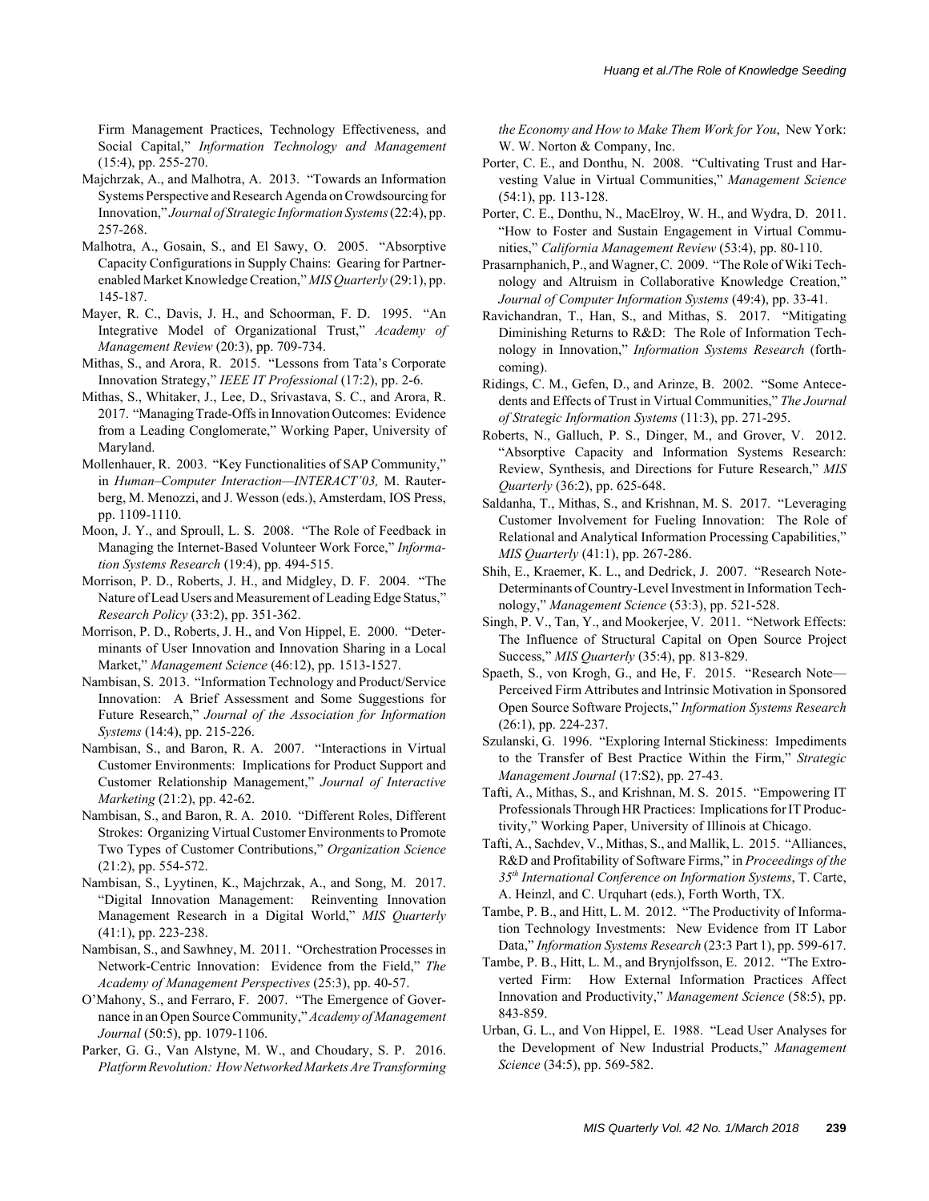Firm Management Practices, Technology Effectiveness, and Social Capital," *Information Technology and Management* (15:4), pp. 255-270.

Majchrzak, A., and Malhotra, A. 2013. "Towards an Information Systems Perspective and Research Agenda on Crowdsourcing for Innovation," *Journal of Strategic Information Systems* (22:4), pp. 257-268.

Malhotra, A., Gosain, S., and El Sawy, O. 2005. "Absorptive Capacity Configurations in Supply Chains: Gearing for Partner-enabled Market Knowledge Creation," *MIS Quarterly* (29:1), pp. 145-187.

Mayer, R. C., Davis, J. H., and Schoorman, F. D. 1995. "An Integrative Model of Organizational Trust," *Academy of Management Review* (20:3), pp. 709-734.

Mithas, S., and Arora, R. 2015. "Lessons from Tata's Corporate Innovation Strategy," *IEEE IT Professional* (17:2), pp. 2-6.

Mithas, S., Whitaker, J., Lee, D., Srivastava, S. C., and Arora, R. 2017. "Managing Trade-Offs in Innovation Outcomes: Evidence from a Leading Conglomerate," Working Paper, University of Maryland.

Mollenhauer, R. 2003. "Key Functionalities of SAP Community," in *Human–Computer Interaction—INTERACT'03,* M. Rauterberg, M. Menozzi, and J. Wesson (eds.), Amsterdam, IOS Press, pp. 1109-1110.

Moon, J. Y., and Sproull, L. S. 2008. "The Role of Feedback in Managing the Internet-Based Volunteer Work Force," *Information Systems Research* (19:4), pp. 494-515.

Morrison, P. D., Roberts, J. H., and Midgley, D. F. 2004. "The Nature of Lead Users and Measurement of Leading Edge Status," *Research Policy* (33:2), pp. 351-362.

Morrison, P. D., Roberts, J. H., and Von Hippel, E. 2000. "Determinants of User Innovation and Innovation Sharing in a Local Market," *Management Science* (46:12), pp. 1513-1527.

Nambisan, S. 2013. "Information Technology and Product/Service Innovation: A Brief Assessment and Some Suggestions for Future Research," *Journal of the Association for Information Systems* (14:4), pp. 215-226.

Nambisan, S., and Baron, R. A. 2007. "Interactions in Virtual Customer Environments: Implications for Product Support and Customer Relationship Management," *Journal of Interactive Marketing* (21:2), pp. 42-62.

Nambisan, S., and Baron, R. A. 2010. "Different Roles, Different Strokes: Organizing Virtual Customer Environments to Promote Two Types of Customer Contributions," *Organization Science* (21:2), pp. 554-572.

Nambisan, S., Lyytinen, K., Majchrzak, A., and Song, M. 2017. "Digital Innovation Management: Reinventing Innovation Management Research in a Digital World," *MIS Quarterly* (41:1), pp. 223-238.

Nambisan, S., and Sawhney, M. 2011. "Orchestration Processes in Network-Centric Innovation: Evidence from the Field," *The Academy of Management Perspectives* (25:3), pp. 40-57.

O'Mahony, S., and Ferraro, F. 2007. "The Emergence of Governance in an Open Source Community," *Academy of Management Journal* (50:5), pp. 1079-1106.

Parker, G. G., Van Alstyne, M. W., and Choudary, S. P. 2016. *Platform Revolution: How Networked Markets Are Transforming the Economy and How to Make Them Work for You*, New York: W. W. Norton & Company, Inc.

Porter, C. E., and Donthu, N. 2008. "Cultivating Trust and Harvesting Value in Virtual Communities," *Management Science* (54:1), pp. 113-128.

Porter, C. E., Donthu, N., MacElroy, W. H., and Wydra, D. 2011. "How to Foster and Sustain Engagement in Virtual Communities," *California Management Review* (53:4), pp. 80-110.

Prasarnphanich, P., and Wagner, C. 2009. "The Role of Wiki Technology and Altruism in Collaborative Knowledge Creation," *Journal of Computer Information Systems* (49:4), pp. 33-41.

Ravichandran, T., Han, S., and Mithas, S. 2017. "Mitigating Diminishing Returns to R&D: The Role of Information Technology in Innovation," *Information Systems Research* (forthcoming).

Ridings, C. M., Gefen, D., and Arinze, B. 2002. "Some Antecedents and Effects of Trust in Virtual Communities," *The Journal of Strategic Information Systems* (11:3), pp. 271-295.

Roberts, N., Galluch, P. S., Dinger, M., and Grover, V. 2012. "Absorptive Capacity and Information Systems Research: Review, Synthesis, and Directions for Future Research," *MIS Quarterly* (36:2), pp. 625-648.

Saldanha, T., Mithas, S., and Krishnan, M. S. 2017. "Leveraging Customer Involvement for Fueling Innovation: The Role of Relational and Analytical Information Processing Capabilities," *MIS Quarterly* (41:1), pp. 267-286.

Shih, E., Kraemer, K. L., and Dedrick, J. 2007. "Research Note-Determinants of Country-Level Investment in Information Technology," *Management Science* (53:3), pp. 521-528.

Singh, P. V., Tan, Y., and Mookerjee, V. 2011. "Network Effects: The Influence of Structural Capital on Open Source Project Success," *MIS Quarterly* (35:4), pp. 813-829.

Spaeth, S., von Krogh, G., and He, F. 2015. "Research Note—Perceived Firm Attributes and Intrinsic Motivation in Sponsored Open Source Software Projects," *Information Systems Research* (26:1), pp. 224-237.

Szulanski, G. 1996. "Exploring Internal Stickiness: Impediments to the Transfer of Best Practice Within the Firm," *Strategic Management Journal* (17:S2), pp. 27-43.

Tafti, A., Mithas, S., and Krishnan, M. S. 2015. "Empowering IT Professionals Through HR Practices: Implications for IT Productivity," Working Paper, University of Illinois at Chicago.

Tafti, A., Sachdev, V., Mithas, S., and Mallik, L. 2015. "Alliances, R&D and Profitability of Software Firms," in *Proceedings of the 35th International Conference on Information Systems*, T. Carte, A. Heinzl, and C. Urquhart (eds.), Forth Worth, TX.

Tambe, P. B., and Hitt, L. M. 2012. "The Productivity of Information Technology Investments: New Evidence from IT Labor Data," *Information Systems Research* (23:3 Part 1), pp. 599-617.

Tambe, P. B., Hitt, L. M., and Brynjolfsson, E. 2012. "The Extroverted Firm: How External Information Practices Affect Innovation and Productivity," *Management Science* (58:5), pp. 843-859.

Urban, G. L., and Von Hippel, E. 1988. "Lead User Analyses for the Development of New Industrial Products," *Management Science* (34:5), pp. 569-582.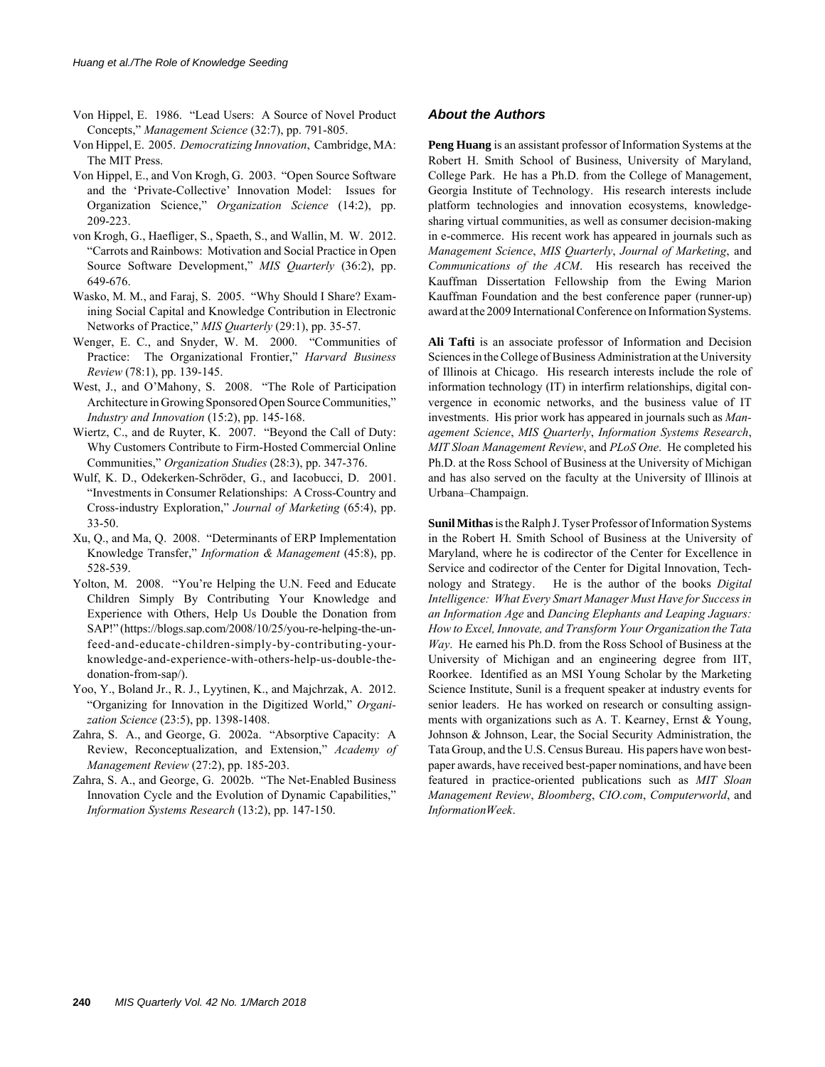Von Hippel, E. 1986. "Lead Users: A Source of Novel Product Concepts," *Management Science* (32:7), pp. 791-805.

Von Hippel, E. 2005. *Democratizing Innovation*, Cambridge, MA: The MIT Press.

Von Hippel, E., and Von Krogh, G. 2003. "Open Source Software and the 'Private-Collective' Innovation Model: Issues for Organization Science," *Organization Science* (14:2), pp. 209-223.

von Krogh, G., Haefliger, S., Spaeth, S., and Wallin, M. W. 2012. "Carrots and Rainbows: Motivation and Social Practice in Open Source Software Development," *MIS Quarterly* (36:2), pp. 649-676.

Wasko, M. M., and Faraj, S. 2005. "Why Should I Share? Examining Social Capital and Knowledge Contribution in Electronic Networks of Practice," *MIS Quarterly* (29:1), pp. 35-57.

Wenger, E. C., and Snyder, W. M. 2000. "Communities of Practice: The Organizational Frontier," *Harvard Business Review* (78:1), pp. 139-145.

West, J., and O'Mahony, S. 2008. "The Role of Participation Architecture in Growing Sponsored Open Source Communities," *Industry and Innovation* (15:2), pp. 145-168.

Wiertz, C., and de Ruyter, K. 2007. "Beyond the Call of Duty: Why Customers Contribute to Firm-Hosted Commercial Online Communities," *Organization Studies* (28:3), pp. 347-376.

Wulf, K. D., Odekerken-Schröder, G., and Iacobucci, D. 2001. "Investments in Consumer Relationships: A Cross-Country and Cross-industry Exploration," *Journal of Marketing* (65:4), pp. 33-50.

Xu, Q., and Ma, Q. 2008. "Determinants of ERP Implementation Knowledge Transfer," *Information & Management* (45:8), pp. 528-539.

Yolton, M. 2008. "You're Helping the U.N. Feed and Educate Children Simply By Contributing Your Knowledge and Experience with Others, Help Us Double the Donation from SAP!" (https://blogs.sap.com/2008/10/25/you-re-helping-the-un-feed-and-educate-children-simply-by-contributing-your-knowledge-and-experience-with-others-help-us-double-the-donation-from-sap/).

Yoo, Y., Boland Jr., R. J., Lyytinen, K., and Majchrzak, A. 2012. "Organizing for Innovation in the Digitized World," *Organization Science* (23:5), pp. 1398-1408.

Zahra, S. A., and George, G. 2002a. "Absorptive Capacity: A Review, Reconceptualization, and Extension," *Academy of Management Review* (27:2), pp. 185-203.

Zahra, S. A., and George, G. 2002b. "The Net-Enabled Business Innovation Cycle and the Evolution of Dynamic Capabilities," *Information Systems Research* (13:2), pp. 147-150.

### About the Authors

**Peng Huang** is an assistant professor of Information Systems at the Robert H. Smith School of Business, University of Maryland, College Park. He has a Ph.D. from the College of Management, Georgia Institute of Technology. His research interests include platform technologies and innovation ecosystems, knowledge-sharing virtual communities, as well as consumer decision-making in e-commerce. His recent work has appeared in journals such as *Management Science*, *MIS Quarterly*, *Journal of Marketing*, and *Communications of the ACM*. His research has received the Kauffman Dissertation Fellowship from the Ewing Marion Kauffman Foundation and the best conference paper (runner-up) award at the 2009 International Conference on Information Systems.

**Ali Tafti** is an associate professor of Information and Decision Sciences in the College of Business Administration at the University of Illinois at Chicago. His research interests include the role of information technology (IT) in interfirm relationships, digital convergence in economic networks, and the business value of IT investments. His prior work has appeared in journals such as *Management Science*, *MIS Quarterly*, *Information Systems Research*, *MIT Sloan Management Review*, and *PLoS One*. He completed his Ph.D. at the Ross School of Business at the University of Michigan and has also served on the faculty at the University of Illinois at Urbana–Champaign.

**Sunil Mithas** is the Ralph J. Tyser Professor of Information Systems in the Robert H. Smith School of Business at the University of Maryland, where he is codirector of the Center for Excellence in Service and codirector of the Center for Digital Innovation, Technology and Strategy. He is the author of the books *Digital Intelligence: What Every Smart Manager Must Have for Success in an Information Age* and *Dancing Elephants and Leaping Jaguars: How to Excel, Innovate, and Transform Your Organization the Tata Way*. He earned his Ph.D. from the Ross School of Business at the University of Michigan and an engineering degree from IIT, Roorkee. Identified as an MSI Young Scholar by the Marketing Science Institute, Sunil is a frequent speaker at industry events for senior leaders. He has worked on research or consulting assignments with organizations such as A. T. Kearney, Ernst & Young, Johnson & Johnson, Lear, the Social Security Administration, the Tata Group, and the U.S. Census Bureau. His papers have won best-paper awards, have received best-paper nominations, and have been featured in practice-oriented publications such as *MIT Sloan Management Review*, *Bloomberg*, *CIO.com*, *Computerworld*, and *InformationWeek*.